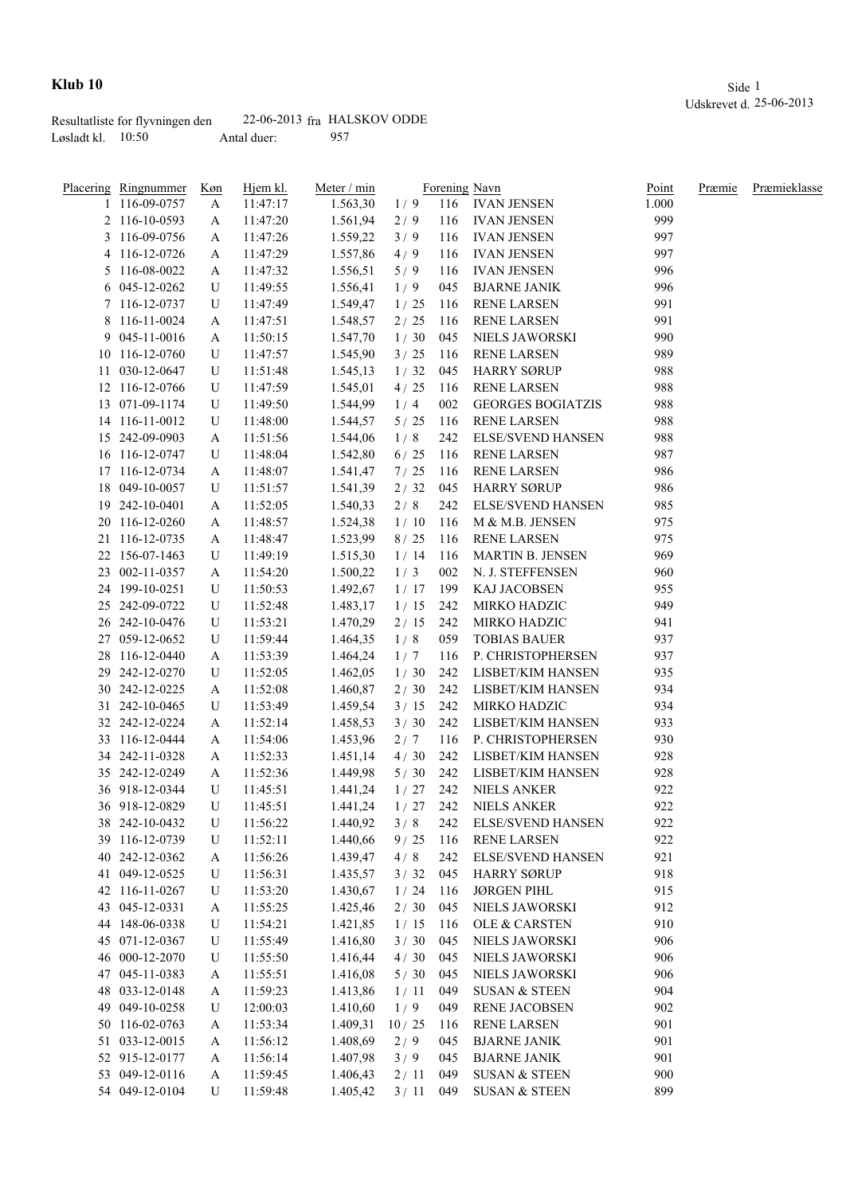# Klub 10

Udskrevet d. 25-06-2013

Resultatliste for flyvningen den 22-06-2013 fra HALSKOV ODDE
Løsladt kl. 10:50 Antal duer: 957

| Placering | Ringnummer | Køn | Hjem kl. | Meter / min | | Forening | Navn | Point | Præmie | Præmieklasse |
|---|---|---|---|---|---|---|---|---|---|---|
| 1 | 116-09-0757 | A | 11:47:17 | 1.563,30 | 1 / 9 | 116 | IVAN JENSEN | 1.000 | | |
| 2 | 116-10-0593 | A | 11:47:20 | 1.561,94 | 2 / 9 | 116 | IVAN JENSEN | 999 | | |
| 3 | 116-09-0756 | A | 11:47:26 | 1.559,22 | 3 / 9 | 116 | IVAN JENSEN | 997 | | |
| 4 | 116-12-0726 | A | 11:47:29 | 1.557,86 | 4 / 9 | 116 | IVAN JENSEN | 997 | | |
| 5 | 116-08-0022 | A | 11:47:32 | 1.556,51 | 5 / 9 | 116 | IVAN JENSEN | 996 | | |
| 6 | 045-12-0262 | U | 11:49:55 | 1.556,41 | 1 / 9 | 045 | BJARNE JANIK | 996 | | |
| 7 | 116-12-0737 | U | 11:47:49 | 1.549,47 | 1 / 25 | 116 | RENE LARSEN | 991 | | |
| 8 | 116-11-0024 | A | 11:47:51 | 1.548,57 | 2 / 25 | 116 | RENE LARSEN | 991 | | |
| 9 | 045-11-0016 | A | 11:50:15 | 1.547,70 | 1 / 30 | 045 | NIELS JAWORSKI | 990 | | |
| 10 | 116-12-0760 | U | 11:47:57 | 1.545,90 | 3 / 25 | 116 | RENE LARSEN | 989 | | |
| 11 | 030-12-0647 | U | 11:51:48 | 1.545,13 | 1 / 32 | 045 | HARRY SØRUP | 988 | | |
| 12 | 116-12-0766 | U | 11:47:59 | 1.545,01 | 4 / 25 | 116 | RENE LARSEN | 988 | | |
| 13 | 071-09-1174 | U | 11:49:50 | 1.544,99 | 1 / 4 | 002 | GEORGES BOGIATZIS | 988 | | |
| 14 | 116-11-0012 | U | 11:48:00 | 1.544,57 | 5 / 25 | 116 | RENE LARSEN | 988 | | |
| 15 | 242-09-0903 | A | 11:51:56 | 1.544,06 | 1 / 8 | 242 | ELSE/SVEND HANSEN | 988 | | |
| 16 | 116-12-0747 | U | 11:48:04 | 1.542,80 | 6 / 25 | 116 | RENE LARSEN | 987 | | |
| 17 | 116-12-0734 | A | 11:48:07 | 1.541,47 | 7 / 25 | 116 | RENE LARSEN | 986 | | |
| 18 | 049-10-0057 | U | 11:51:57 | 1.541,39 | 2 / 32 | 045 | HARRY SØRUP | 986 | | |
| 19 | 242-10-0401 | A | 11:52:05 | 1.540,33 | 2 / 8 | 242 | ELSE/SVEND HANSEN | 985 | | |
| 20 | 116-12-0260 | A | 11:48:57 | 1.524,38 | 1 / 10 | 116 | M & M.B. JENSEN | 975 | | |
| 21 | 116-12-0735 | A | 11:48:47 | 1.523,99 | 8 / 25 | 116 | RENE LARSEN | 975 | | |
| 22 | 156-07-1463 | U | 11:49:19 | 1.515,30 | 1 / 14 | 116 | MARTIN B. JENSEN | 969 | | |
| 23 | 002-11-0357 | A | 11:54:20 | 1.500,22 | 1 / 3 | 002 | N. J. STEFFENSEN | 960 | | |
| 24 | 199-10-0251 | U | 11:50:53 | 1.492,67 | 1 / 17 | 199 | KAJ JACOBSEN | 955 | | |
| 25 | 242-09-0722 | U | 11:52:48 | 1.483,17 | 1 / 15 | 242 | MIRKO HADZIC | 949 | | |
| 26 | 242-10-0476 | U | 11:53:21 | 1.470,29 | 2 / 15 | 242 | MIRKO HADZIC | 941 | | |
| 27 | 059-12-0652 | U | 11:59:44 | 1.464,35 | 1 / 8 | 059 | TOBIAS BAUER | 937 | | |
| 28 | 116-12-0440 | A | 11:53:39 | 1.464,24 | 1 / 7 | 116 | P. CHRISTOPHERSEN | 937 | | |
| 29 | 242-12-0270 | U | 11:52:05 | 1.462,05 | 1 / 30 | 242 | LISBET/KIM HANSEN | 935 | | |
| 30 | 242-12-0225 | A | 11:52:08 | 1.460,87 | 2 / 30 | 242 | LISBET/KIM HANSEN | 934 | | |
| 31 | 242-10-0465 | U | 11:53:49 | 1.459,54 | 3 / 15 | 242 | MIRKO HADZIC | 934 | | |
| 32 | 242-12-0224 | A | 11:52:14 | 1.458,53 | 3 / 30 | 242 | LISBET/KIM HANSEN | 933 | | |
| 33 | 116-12-0444 | A | 11:54:06 | 1.453,96 | 2 / 7 | 116 | P. CHRISTOPHERSEN | 930 | | |
| 34 | 242-11-0328 | A | 11:52:33 | 1.451,14 | 4 / 30 | 242 | LISBET/KIM HANSEN | 928 | | |
| 35 | 242-12-0249 | A | 11:52:36 | 1.449,98 | 5 / 30 | 242 | LISBET/KIM HANSEN | 928 | | |
| 36 | 918-12-0344 | U | 11:45:51 | 1.441,24 | 1 / 27 | 242 | NIELS ANKER | 922 | | |
| 36 | 918-12-0829 | U | 11:45:51 | 1.441,24 | 1 / 27 | 242 | NIELS ANKER | 922 | | |
| 38 | 242-10-0432 | U | 11:56:22 | 1.440,92 | 3 / 8 | 242 | ELSE/SVEND HANSEN | 922 | | |
| 39 | 116-12-0739 | U | 11:52:11 | 1.440,66 | 9 / 25 | 116 | RENE LARSEN | 922 | | |
| 40 | 242-12-0362 | A | 11:56:26 | 1.439,47 | 4 / 8 | 242 | ELSE/SVEND HANSEN | 921 | | |
| 41 | 049-12-0525 | U | 11:56:31 | 1.435,57 | 3 / 32 | 045 | HARRY SØRUP | 918 | | |
| 42 | 116-11-0267 | U | 11:53:20 | 1.430,67 | 1 / 24 | 116 | JØRGEN PIHL | 915 | | |
| 43 | 045-12-0331 | A | 11:55:25 | 1.425,46 | 2 / 30 | 045 | NIELS JAWORSKI | 912 | | |
| 44 | 148-06-0338 | U | 11:54:21 | 1.421,85 | 1 / 15 | 116 | OLE & CARSTEN | 910 | | |
| 45 | 071-12-0367 | U | 11:55:49 | 1.416,80 | 3 / 30 | 045 | NIELS JAWORSKI | 906 | | |
| 46 | 000-12-2070 | U | 11:55:50 | 1.416,44 | 4 / 30 | 045 | NIELS JAWORSKI | 906 | | |
| 47 | 045-11-0383 | A | 11:55:51 | 1.416,08 | 5 / 30 | 045 | NIELS JAWORSKI | 906 | | |
| 48 | 033-12-0148 | A | 11:59:23 | 1.413,86 | 1 / 11 | 049 | SUSAN & STEEN | 904 | | |
| 49 | 049-10-0258 | U | 12:00:03 | 1.410,60 | 1 / 9 | 049 | RENE JACOBSEN | 902 | | |
| 50 | 116-02-0763 | A | 11:53:34 | 1.409,31 | 10 / 25 | 116 | RENE LARSEN | 901 | | |
| 51 | 033-12-0015 | A | 11:56:12 | 1.408,69 | 2 / 9 | 045 | BJARNE JANIK | 901 | | |
| 52 | 915-12-0177 | A | 11:56:14 | 1.407,98 | 3 / 9 | 045 | BJARNE JANIK | 901 | | |
| 53 | 049-12-0116 | A | 11:59:45 | 1.406,43 | 2 / 11 | 049 | SUSAN & STEEN | 900 | | |
| 54 | 049-12-0104 | U | 11:59:48 | 1.405,42 | 3 / 11 | 049 | SUSAN & STEEN | 899 | | |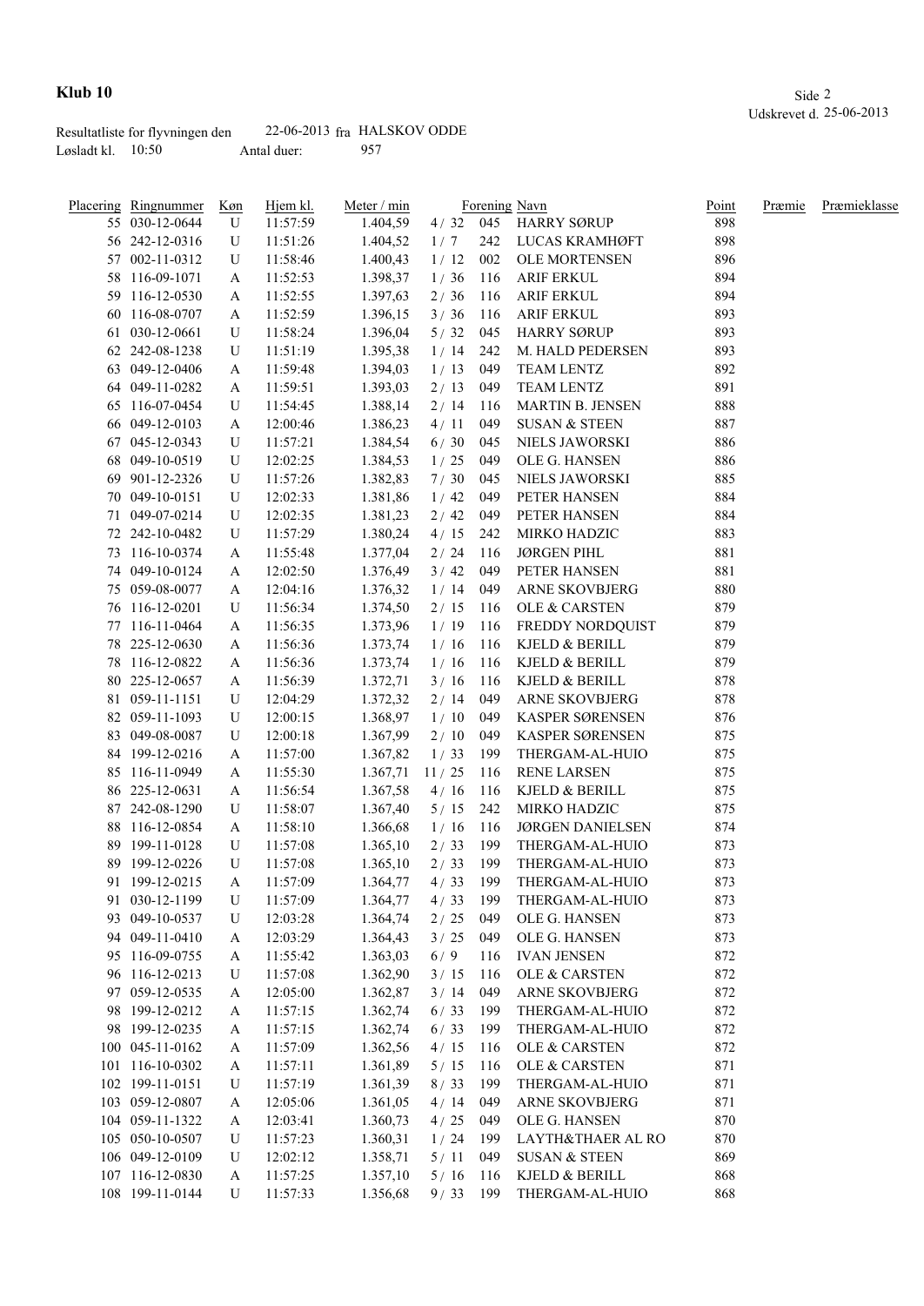**Klub 10**

Udskrevet d. 25-06-2013

Resultatliste for flyvningen den 22-06-2013 fra HALSKOV ODDE
Løsladt kl. 10:50 Antal duer: 957

| Placering | Ringnummer | Køn | Hjem kl. | Meter / min | | Forening | Navn | Point | Præmie | Præmieklasse |
|---|---|---|---|---|---|---|---|---|---|---|
| 55 | 030-12-0644 | U | 11:57:59 | 1.404,59 | 4 / 32 | 045 | HARRY SØRUP | 898 | | |
| 56 | 242-12-0316 | U | 11:51:26 | 1.404,52 | 1 / 7 | 242 | LUCAS KRAMHØFT | 898 | | |
| 57 | 002-11-0312 | U | 11:58:46 | 1.400,43 | 1 / 12 | 002 | OLE MORTENSEN | 896 | | |
| 58 | 116-09-1071 | A | 11:52:53 | 1.398,37 | 1 / 36 | 116 | ARIF ERKUL | 894 | | |
| 59 | 116-12-0530 | A | 11:52:55 | 1.397,63 | 2 / 36 | 116 | ARIF ERKUL | 894 | | |
| 60 | 116-08-0707 | A | 11:52:59 | 1.396,15 | 3 / 36 | 116 | ARIF ERKUL | 893 | | |
| 61 | 030-12-0661 | U | 11:58:24 | 1.396,04 | 5 / 32 | 045 | HARRY SØRUP | 893 | | |
| 62 | 242-08-1238 | U | 11:51:19 | 1.395,38 | 1 / 14 | 242 | M. HALD PEDERSEN | 893 | | |
| 63 | 049-12-0406 | A | 11:59:48 | 1.394,03 | 1 / 13 | 049 | TEAM LENTZ | 892 | | |
| 64 | 049-11-0282 | A | 11:59:51 | 1.393,03 | 2 / 13 | 049 | TEAM LENTZ | 891 | | |
| 65 | 116-07-0454 | U | 11:54:45 | 1.388,14 | 2 / 14 | 116 | MARTIN B. JENSEN | 888 | | |
| 66 | 049-12-0103 | A | 12:00:46 | 1.386,23 | 4 / 11 | 049 | SUSAN & STEEN | 887 | | |
| 67 | 045-12-0343 | U | 11:57:21 | 1.384,54 | 6 / 30 | 045 | NIELS JAWORSKI | 886 | | |
| 68 | 049-10-0519 | U | 12:02:25 | 1.384,53 | 1 / 25 | 049 | OLE G. HANSEN | 886 | | |
| 69 | 901-12-2326 | U | 11:57:26 | 1.382,83 | 7 / 30 | 045 | NIELS JAWORSKI | 885 | | |
| 70 | 049-10-0151 | U | 12:02:33 | 1.381,86 | 1 / 42 | 049 | PETER HANSEN | 884 | | |
| 71 | 049-07-0214 | U | 12:02:35 | 1.381,23 | 2 / 42 | 049 | PETER HANSEN | 884 | | |
| 72 | 242-10-0482 | U | 11:57:29 | 1.380,24 | 4 / 15 | 242 | MIRKO HADZIC | 883 | | |
| 73 | 116-10-0374 | A | 11:55:48 | 1.377,04 | 2 / 24 | 116 | JØRGEN PIHL | 881 | | |
| 74 | 049-10-0124 | A | 12:02:50 | 1.376,49 | 3 / 42 | 049 | PETER HANSEN | 881 | | |
| 75 | 059-08-0077 | A | 12:04:16 | 1.376,32 | 1 / 14 | 049 | ARNE SKOVBJERG | 880 | | |
| 76 | 116-12-0201 | U | 11:56:34 | 1.374,50 | 2 / 15 | 116 | OLE & CARSTEN | 879 | | |
| 77 | 116-11-0464 | A | 11:56:35 | 1.373,96 | 1 / 19 | 116 | FREDDY NORDQUIST | 879 | | |
| 78 | 225-12-0630 | A | 11:56:36 | 1.373,74 | 1 / 16 | 116 | KJELD & BERILL | 879 | | |
| 78 | 116-12-0822 | A | 11:56:36 | 1.373,74 | 1 / 16 | 116 | KJELD & BERILL | 879 | | |
| 80 | 225-12-0657 | A | 11:56:39 | 1.372,71 | 3 / 16 | 116 | KJELD & BERILL | 878 | | |
| 81 | 059-11-1151 | U | 12:04:29 | 1.372,32 | 2 / 14 | 049 | ARNE SKOVBJERG | 878 | | |
| 82 | 059-11-1093 | U | 12:00:15 | 1.368,97 | 1 / 10 | 049 | KASPER SØRENSEN | 876 | | |
| 83 | 049-08-0087 | U | 12:00:18 | 1.367,99 | 2 / 10 | 049 | KASPER SØRENSEN | 875 | | |
| 84 | 199-12-0216 | A | 11:57:00 | 1.367,82 | 1 / 33 | 199 | THERGAM-AL-HUIO | 875 | | |
| 85 | 116-11-0949 | A | 11:55:30 | 1.367,71 | 11 / 25 | 116 | RENE LARSEN | 875 | | |
| 86 | 225-12-0631 | A | 11:56:54 | 1.367,58 | 4 / 16 | 116 | KJELD & BERILL | 875 | | |
| 87 | 242-08-1290 | U | 11:58:07 | 1.367,40 | 5 / 15 | 242 | MIRKO HADZIC | 875 | | |
| 88 | 116-12-0854 | A | 11:58:10 | 1.366,68 | 1 / 16 | 116 | JØRGEN DANIELSEN | 874 | | |
| 89 | 199-11-0128 | U | 11:57:08 | 1.365,10 | 2 / 33 | 199 | THERGAM-AL-HUIO | 873 | | |
| 89 | 199-12-0226 | U | 11:57:08 | 1.365,10 | 2 / 33 | 199 | THERGAM-AL-HUIO | 873 | | |
| 91 | 199-12-0215 | A | 11:57:09 | 1.364,77 | 4 / 33 | 199 | THERGAM-AL-HUIO | 873 | | |
| 91 | 030-12-1199 | U | 11:57:09 | 1.364,77 | 4 / 33 | 199 | THERGAM-AL-HUIO | 873 | | |
| 93 | 049-10-0537 | U | 12:03:28 | 1.364,74 | 2 / 25 | 049 | OLE G. HANSEN | 873 | | |
| 94 | 049-11-0410 | A | 12:03:29 | 1.364,43 | 3 / 25 | 049 | OLE G. HANSEN | 873 | | |
| 95 | 116-09-0755 | A | 11:55:42 | 1.363,03 | 6 / 9 | 116 | IVAN JENSEN | 872 | | |
| 96 | 116-12-0213 | U | 11:57:08 | 1.362,90 | 3 / 15 | 116 | OLE & CARSTEN | 872 | | |
| 97 | 059-12-0535 | A | 12:05:00 | 1.362,87 | 3 / 14 | 049 | ARNE SKOVBJERG | 872 | | |
| 98 | 199-12-0212 | A | 11:57:15 | 1.362,74 | 6 / 33 | 199 | THERGAM-AL-HUIO | 872 | | |
| 98 | 199-12-0235 | A | 11:57:15 | 1.362,74 | 6 / 33 | 199 | THERGAM-AL-HUIO | 872 | | |
| 100 | 045-11-0162 | A | 11:57:09 | 1.362,56 | 4 / 15 | 116 | OLE & CARSTEN | 872 | | |
| 101 | 116-10-0302 | A | 11:57:11 | 1.361,89 | 5 / 15 | 116 | OLE & CARSTEN | 871 | | |
| 102 | 199-11-0151 | U | 11:57:19 | 1.361,39 | 8 / 33 | 199 | THERGAM-AL-HUIO | 871 | | |
| 103 | 059-12-0807 | A | 12:05:06 | 1.361,05 | 4 / 14 | 049 | ARNE SKOVBJERG | 871 | | |
| 104 | 059-11-1322 | A | 12:03:41 | 1.360,73 | 4 / 25 | 049 | OLE G. HANSEN | 870 | | |
| 105 | 050-10-0507 | U | 11:57:23 | 1.360,31 | 1 / 24 | 199 | LAYTH&THAER AL RO | 870 | | |
| 106 | 049-12-0109 | U | 12:02:12 | 1.358,71 | 5 / 11 | 049 | SUSAN & STEEN | 869 | | |
| 107 | 116-12-0830 | A | 11:57:25 | 1.357,10 | 5 / 16 | 116 | KJELD & BERILL | 868 | | |
| 108 | 199-11-0144 | U | 11:57:33 | 1.356,68 | 9 / 33 | 199 | THERGAM-AL-HUIO | 868 | | |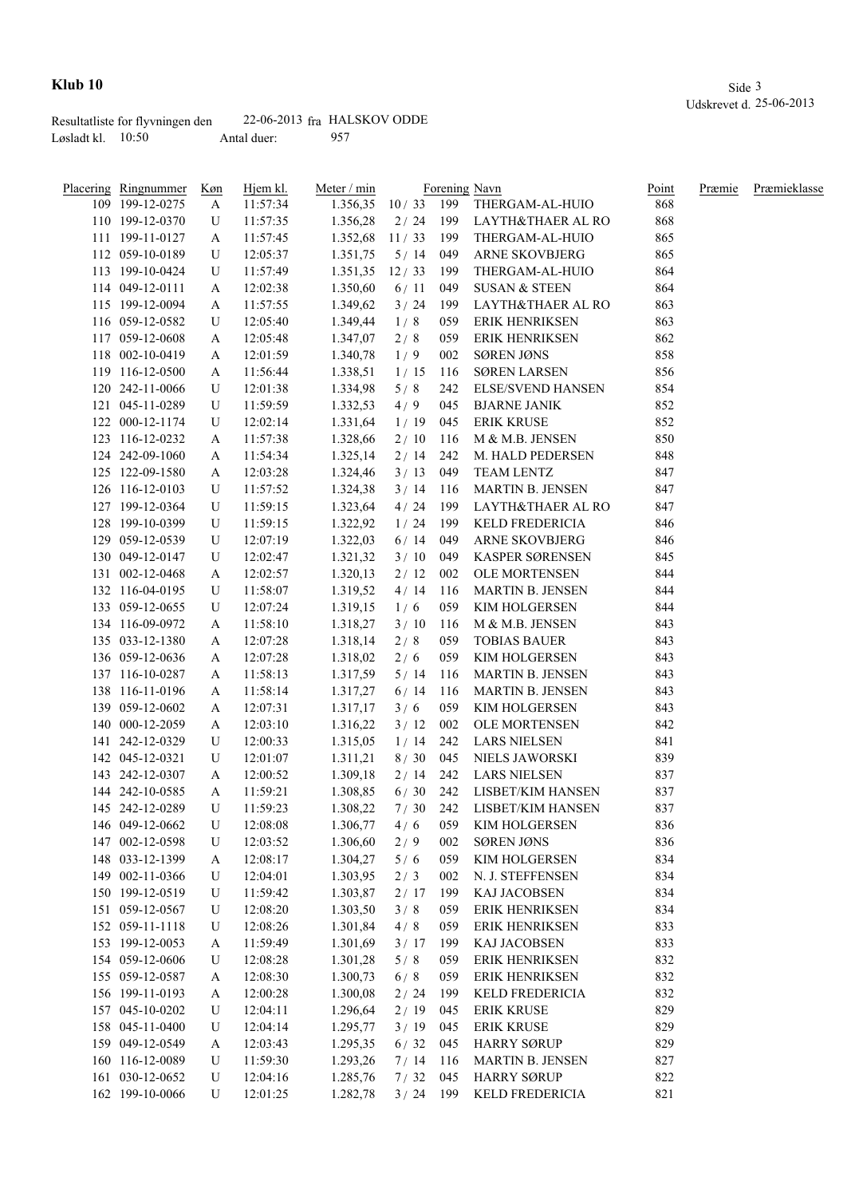# Klub 10

Udskrevet d. 25-06-2013

Resultatliste for flyvningen den 22-06-2013 fra HALSKOV ODDE
Løsladt kl. 10:50 Antal duer: 957

| Placering | Ringnummer | Køn | Hjem kl. | Meter / min | | Forening | Navn | Point | Præmie | Præmieklasse |
|---|---|---|---|---|---|---|---|---|---|---|
| 109 | 199-12-0275 | A | 11:57:34 | 1.356,35 | 10 / 33 | 199 | THERGAM-AL-HUIO | 868 | | |
| 110 | 199-12-0370 | U | 11:57:35 | 1.356,28 | 2 / 24 | 199 | LAYTH&THAER AL RO | 868 | | |
| 111 | 199-11-0127 | A | 11:57:45 | 1.352,68 | 11 / 33 | 199 | THERGAM-AL-HUIO | 865 | | |
| 112 | 059-10-0189 | U | 12:05:37 | 1.351,75 | 5 / 14 | 049 | ARNE SKOVBJERG | 865 | | |
| 113 | 199-10-0424 | U | 11:57:49 | 1.351,35 | 12 / 33 | 199 | THERGAM-AL-HUIO | 864 | | |
| 114 | 049-12-0111 | A | 12:02:38 | 1.350,60 | 6 / 11 | 049 | SUSAN & STEEN | 864 | | |
| 115 | 199-12-0094 | A | 11:57:55 | 1.349,62 | 3 / 24 | 199 | LAYTH&THAER AL RO | 863 | | |
| 116 | 059-12-0582 | U | 12:05:40 | 1.349,44 | 1 / 8 | 059 | ERIK HENRIKSEN | 863 | | |
| 117 | 059-12-0608 | A | 12:05:48 | 1.347,07 | 2 / 8 | 059 | ERIK HENRIKSEN | 862 | | |
| 118 | 002-10-0419 | A | 12:01:59 | 1.340,78 | 1 / 9 | 002 | SØREN JØNS | 858 | | |
| 119 | 116-12-0500 | A | 11:56:44 | 1.338,51 | 1 / 15 | 116 | SØREN LARSEN | 856 | | |
| 120 | 242-11-0066 | U | 12:01:38 | 1.334,98 | 5 / 8 | 242 | ELSE/SVEND HANSEN | 854 | | |
| 121 | 045-11-0289 | U | 11:59:59 | 1.332,53 | 4 / 9 | 045 | BJARNE JANIK | 852 | | |
| 122 | 000-12-1174 | U | 12:02:14 | 1.331,64 | 1 / 19 | 045 | ERIK KRUSE | 852 | | |
| 123 | 116-12-0232 | A | 11:57:38 | 1.328,66 | 2 / 10 | 116 | M & M.B. JENSEN | 850 | | |
| 124 | 242-09-1060 | A | 11:54:34 | 1.325,14 | 2 / 14 | 242 | M. HALD PEDERSEN | 848 | | |
| 125 | 122-09-1580 | A | 12:03:28 | 1.324,46 | 3 / 13 | 049 | TEAM LENTZ | 847 | | |
| 126 | 116-12-0103 | U | 11:57:52 | 1.324,38 | 3 / 14 | 116 | MARTIN B. JENSEN | 847 | | |
| 127 | 199-12-0364 | U | 11:59:15 | 1.323,64 | 4 / 24 | 199 | LAYTH&THAER AL RO | 847 | | |
| 128 | 199-10-0399 | U | 11:59:15 | 1.322,92 | 1 / 24 | 199 | KELD FREDERICIA | 846 | | |
| 129 | 059-12-0539 | U | 12:07:19 | 1.322,03 | 6 / 14 | 049 | ARNE SKOVBJERG | 846 | | |
| 130 | 049-12-0147 | U | 12:02:47 | 1.321,32 | 3 / 10 | 049 | KASPER SØRENSEN | 845 | | |
| 131 | 002-12-0468 | A | 12:02:57 | 1.320,13 | 2 / 12 | 002 | OLE MORTENSEN | 844 | | |
| 132 | 116-04-0195 | U | 11:58:07 | 1.319,52 | 4 / 14 | 116 | MARTIN B. JENSEN | 844 | | |
| 133 | 059-12-0655 | U | 12:07:24 | 1.319,15 | 1 / 6 | 059 | KIM HOLGERSEN | 844 | | |
| 134 | 116-09-0972 | A | 11:58:10 | 1.318,27 | 3 / 10 | 116 | M & M.B. JENSEN | 843 | | |
| 135 | 033-12-1380 | A | 12:07:28 | 1.318,14 | 2 / 8 | 059 | TOBIAS BAUER | 843 | | |
| 136 | 059-12-0636 | A | 12:07:28 | 1.318,02 | 2 / 6 | 059 | KIM HOLGERSEN | 843 | | |
| 137 | 116-10-0287 | A | 11:58:13 | 1.317,59 | 5 / 14 | 116 | MARTIN B. JENSEN | 843 | | |
| 138 | 116-11-0196 | A | 11:58:14 | 1.317,27 | 6 / 14 | 116 | MARTIN B. JENSEN | 843 | | |
| 139 | 059-12-0602 | A | 12:07:31 | 1.317,17 | 3 / 6 | 059 | KIM HOLGERSEN | 843 | | |
| 140 | 000-12-2059 | A | 12:03:10 | 1.316,22 | 3 / 12 | 002 | OLE MORTENSEN | 842 | | |
| 141 | 242-12-0329 | U | 12:00:33 | 1.315,05 | 1 / 14 | 242 | LARS NIELSEN | 841 | | |
| 142 | 045-12-0321 | U | 12:01:07 | 1.311,21 | 8 / 30 | 045 | NIELS JAWORSKI | 839 | | |
| 143 | 242-12-0307 | A | 12:00:52 | 1.309,18 | 2 / 14 | 242 | LARS NIELSEN | 837 | | |
| 144 | 242-10-0585 | A | 11:59:21 | 1.308,85 | 6 / 30 | 242 | LISBET/KIM HANSEN | 837 | | |
| 145 | 242-12-0289 | U | 11:59:23 | 1.308,22 | 7 / 30 | 242 | LISBET/KIM HANSEN | 837 | | |
| 146 | 049-12-0662 | U | 12:08:08 | 1.306,77 | 4 / 6 | 059 | KIM HOLGERSEN | 836 | | |
| 147 | 002-12-0598 | U | 12:03:52 | 1.306,60 | 2 / 9 | 002 | SØREN JØNS | 836 | | |
| 148 | 033-12-1399 | A | 12:08:17 | 1.304,27 | 5 / 6 | 059 | KIM HOLGERSEN | 834 | | |
| 149 | 002-11-0366 | U | 12:04:01 | 1.303,95 | 2 / 3 | 002 | N. J. STEFFENSEN | 834 | | |
| 150 | 199-12-0519 | U | 11:59:42 | 1.303,87 | 2 / 17 | 199 | KAJ JACOBSEN | 834 | | |
| 151 | 059-12-0567 | U | 12:08:20 | 1.303,50 | 3 / 8 | 059 | ERIK HENRIKSEN | 834 | | |
| 152 | 059-11-1118 | U | 12:08:26 | 1.301,84 | 4 / 8 | 059 | ERIK HENRIKSEN | 833 | | |
| 153 | 199-12-0053 | A | 11:59:49 | 1.301,69 | 3 / 17 | 199 | KAJ JACOBSEN | 833 | | |
| 154 | 059-12-0606 | U | 12:08:28 | 1.301,28 | 5 / 8 | 059 | ERIK HENRIKSEN | 832 | | |
| 155 | 059-12-0587 | A | 12:08:30 | 1.300,73 | 6 / 8 | 059 | ERIK HENRIKSEN | 832 | | |
| 156 | 199-11-0193 | A | 12:00:28 | 1.300,08 | 2 / 24 | 199 | KELD FREDERICIA | 832 | | |
| 157 | 045-10-0202 | U | 12:04:11 | 1.296,64 | 2 / 19 | 045 | ERIK KRUSE | 829 | | |
| 158 | 045-11-0400 | U | 12:04:14 | 1.295,77 | 3 / 19 | 045 | ERIK KRUSE | 829 | | |
| 159 | 049-12-0549 | A | 12:03:43 | 1.295,35 | 6 / 32 | 045 | HARRY SØRUP | 829 | | |
| 160 | 116-12-0089 | U | 11:59:30 | 1.293,26 | 7 / 14 | 116 | MARTIN B. JENSEN | 827 | | |
| 161 | 030-12-0652 | U | 12:04:16 | 1.285,76 | 7 / 32 | 045 | HARRY SØRUP | 822 | | |
| 162 | 199-10-0066 | U | 12:01:25 | 1.282,78 | 3 / 24 | 199 | KELD FREDERICIA | 821 | | |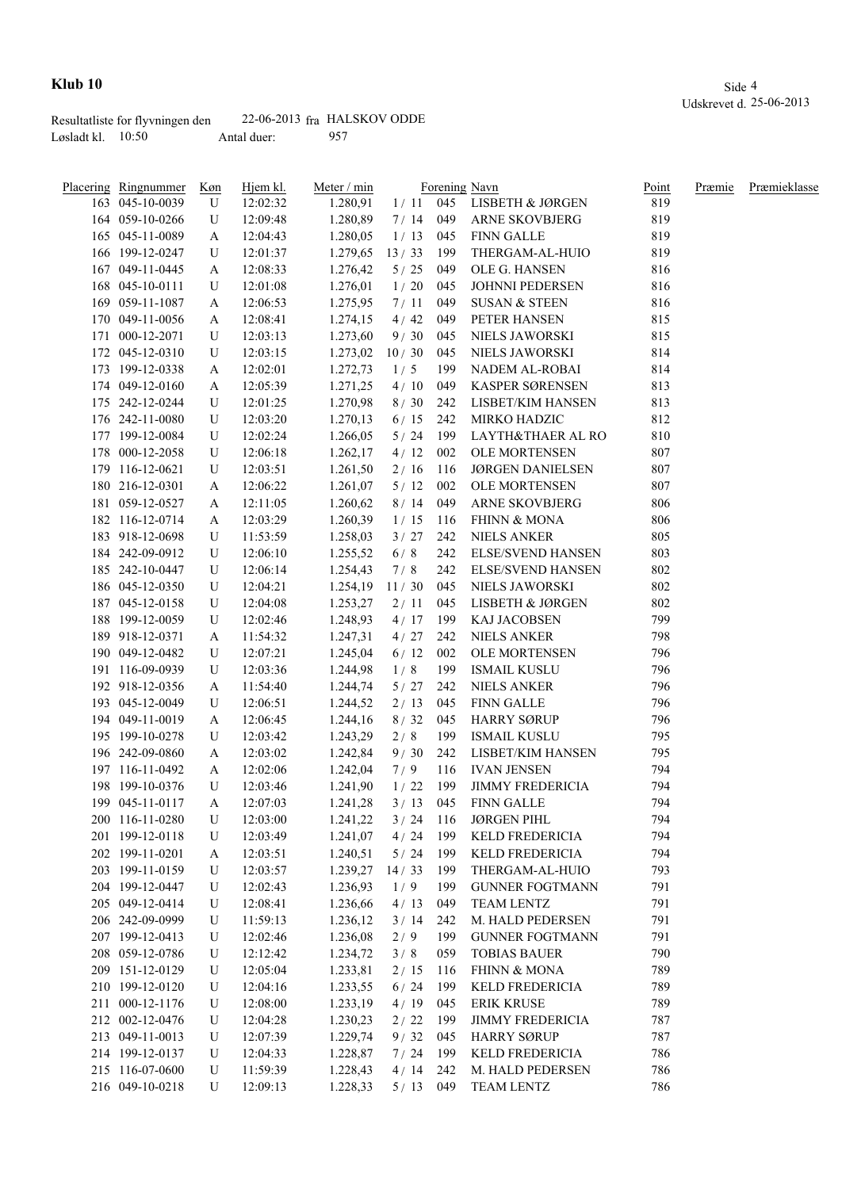# Klub 10

Udskrevet d. 25-06-2013

Resultatliste for flyvningen den 22-06-2013 fra HALSKOV ODDE

Løsladt kl. 10:50 Antal duer: 957

| Placering | Ringnummer | Køn | Hjem kl. | Meter / min | | Forening | Navn | Point | Præmie | Præmieklasse |
|---|---|---|---|---|---|---|---|---|---|---|
| 163 | 045-10-0039 | U | 12:02:32 | 1.280,91 | 1 / 11 | 045 | LISBETH & JØRGEN | 819 | | |
| 164 | 059-10-0266 | U | 12:09:48 | 1.280,89 | 7 / 14 | 049 | ARNE SKOVBJERG | 819 | | |
| 165 | 045-11-0089 | A | 12:04:43 | 1.280,05 | 1 / 13 | 045 | FINN GALLE | 819 | | |
| 166 | 199-12-0247 | U | 12:01:37 | 1.279,65 | 13 / 33 | 199 | THERGAM-AL-HUIO | 819 | | |
| 167 | 049-11-0445 | A | 12:08:33 | 1.276,42 | 5 / 25 | 049 | OLE G. HANSEN | 816 | | |
| 168 | 045-10-0111 | U | 12:01:08 | 1.276,01 | 1 / 20 | 045 | JOHNNI PEDERSEN | 816 | | |
| 169 | 059-11-1087 | A | 12:06:53 | 1.275,95 | 7 / 11 | 049 | SUSAN & STEEN | 816 | | |
| 170 | 049-11-0056 | A | 12:08:41 | 1.274,15 | 4 / 42 | 049 | PETER HANSEN | 815 | | |
| 171 | 000-12-2071 | U | 12:03:13 | 1.273,60 | 9 / 30 | 045 | NIELS JAWORSKI | 815 | | |
| 172 | 045-12-0310 | U | 12:03:15 | 1.273,02 | 10 / 30 | 045 | NIELS JAWORSKI | 814 | | |
| 173 | 199-12-0338 | A | 12:02:01 | 1.272,73 | 1 / 5 | 199 | NADEM AL-ROBAI | 814 | | |
| 174 | 049-12-0160 | A | 12:05:39 | 1.271,25 | 4 / 10 | 049 | KASPER SØRENSEN | 813 | | |
| 175 | 242-12-0244 | U | 12:01:25 | 1.270,98 | 8 / 30 | 242 | LISBET/KIM HANSEN | 813 | | |
| 176 | 242-11-0080 | U | 12:03:20 | 1.270,13 | 6 / 15 | 242 | MIRKO HADZIC | 812 | | |
| 177 | 199-12-0084 | U | 12:02:24 | 1.266,05 | 5 / 24 | 199 | LAYTH&THAER AL RO | 810 | | |
| 178 | 000-12-2058 | U | 12:06:18 | 1.262,17 | 4 / 12 | 002 | OLE MORTENSEN | 807 | | |
| 179 | 116-12-0621 | U | 12:03:51 | 1.261,50 | 2 / 16 | 116 | JØRGEN DANIELSEN | 807 | | |
| 180 | 216-12-0301 | A | 12:06:22 | 1.261,07 | 5 / 12 | 002 | OLE MORTENSEN | 807 | | |
| 181 | 059-12-0527 | A | 12:11:05 | 1.260,62 | 8 / 14 | 049 | ARNE SKOVBJERG | 806 | | |
| 182 | 116-12-0714 | A | 12:03:29 | 1.260,39 | 1 / 15 | 116 | FHINN & MONA | 806 | | |
| 183 | 918-12-0698 | U | 11:53:59 | 1.258,03 | 3 / 27 | 242 | NIELS ANKER | 805 | | |
| 184 | 242-09-0912 | U | 12:06:10 | 1.255,52 | 6 / 8 | 242 | ELSE/SVEND HANSEN | 803 | | |
| 185 | 242-10-0447 | U | 12:06:14 | 1.254,43 | 7 / 8 | 242 | ELSE/SVEND HANSEN | 802 | | |
| 186 | 045-12-0350 | U | 12:04:21 | 1.254,19 | 11 / 30 | 045 | NIELS JAWORSKI | 802 | | |
| 187 | 045-12-0158 | U | 12:04:08 | 1.253,27 | 2 / 11 | 045 | LISBETH & JØRGEN | 802 | | |
| 188 | 199-12-0059 | U | 12:02:46 | 1.248,93 | 4 / 17 | 199 | KAJ JACOBSEN | 799 | | |
| 189 | 918-12-0371 | A | 11:54:32 | 1.247,31 | 4 / 27 | 242 | NIELS ANKER | 798 | | |
| 190 | 049-12-0482 | U | 12:07:21 | 1.245,04 | 6 / 12 | 002 | OLE MORTENSEN | 796 | | |
| 191 | 116-09-0939 | U | 12:03:36 | 1.244,98 | 1 / 8 | 199 | ISMAIL KUSLU | 796 | | |
| 192 | 918-12-0356 | A | 11:54:40 | 1.244,74 | 5 / 27 | 242 | NIELS ANKER | 796 | | |
| 193 | 045-12-0049 | U | 12:06:51 | 1.244,52 | 2 / 13 | 045 | FINN GALLE | 796 | | |
| 194 | 049-11-0019 | A | 12:06:45 | 1.244,16 | 8 / 32 | 045 | HARRY SØRUP | 796 | | |
| 195 | 199-10-0278 | U | 12:03:42 | 1.243,29 | 2 / 8 | 199 | ISMAIL KUSLU | 795 | | |
| 196 | 242-09-0860 | A | 12:03:02 | 1.242,84 | 9 / 30 | 242 | LISBET/KIM HANSEN | 795 | | |
| 197 | 116-11-0492 | A | 12:02:06 | 1.242,04 | 7 / 9 | 116 | IVAN JENSEN | 794 | | |
| 198 | 199-10-0376 | U | 12:03:46 | 1.241,90 | 1 / 22 | 199 | JIMMY FREDERICIA | 794 | | |
| 199 | 045-11-0117 | A | 12:07:03 | 1.241,28 | 3 / 13 | 045 | FINN GALLE | 794 | | |
| 200 | 116-11-0280 | U | 12:03:00 | 1.241,22 | 3 / 24 | 116 | JØRGEN PIHL | 794 | | |
| 201 | 199-12-0118 | U | 12:03:49 | 1.241,07 | 4 / 24 | 199 | KELD FREDERICIA | 794 | | |
| 202 | 199-11-0201 | A | 12:03:51 | 1.240,51 | 5 / 24 | 199 | KELD FREDERICIA | 794 | | |
| 203 | 199-11-0159 | U | 12:03:57 | 1.239,27 | 14 / 33 | 199 | THERGAM-AL-HUIO | 793 | | |
| 204 | 199-12-0447 | U | 12:02:43 | 1.236,93 | 1 / 9 | 199 | GUNNER FOGTMANN | 791 | | |
| 205 | 049-12-0414 | U | 12:08:41 | 1.236,66 | 4 / 13 | 049 | TEAM LENTZ | 791 | | |
| 206 | 242-09-0999 | U | 11:59:13 | 1.236,12 | 3 / 14 | 242 | M. HALD PEDERSEN | 791 | | |
| 207 | 199-12-0413 | U | 12:02:46 | 1.236,08 | 2 / 9 | 199 | GUNNER FOGTMANN | 791 | | |
| 208 | 059-12-0786 | U | 12:12:42 | 1.234,72 | 3 / 8 | 059 | TOBIAS BAUER | 790 | | |
| 209 | 151-12-0129 | U | 12:05:04 | 1.233,81 | 2 / 15 | 116 | FHINN & MONA | 789 | | |
| 210 | 199-12-0120 | U | 12:04:16 | 1.233,55 | 6 / 24 | 199 | KELD FREDERICIA | 789 | | |
| 211 | 000-12-1176 | U | 12:08:00 | 1.233,19 | 4 / 19 | 045 | ERIK KRUSE | 789 | | |
| 212 | 002-12-0476 | U | 12:04:28 | 1.230,23 | 2 / 22 | 199 | JIMMY FREDERICIA | 787 | | |
| 213 | 049-11-0013 | U | 12:07:39 | 1.229,74 | 9 / 32 | 045 | HARRY SØRUP | 787 | | |
| 214 | 199-12-0137 | U | 12:04:33 | 1.228,87 | 7 / 24 | 199 | KELD FREDERICIA | 786 | | |
| 215 | 116-07-0600 | U | 11:59:39 | 1.228,43 | 4 / 14 | 242 | M. HALD PEDERSEN | 786 | | |
| 216 | 049-10-0218 | U | 12:09:13 | 1.228,33 | 5 / 13 | 049 | TEAM LENTZ | 786 | | |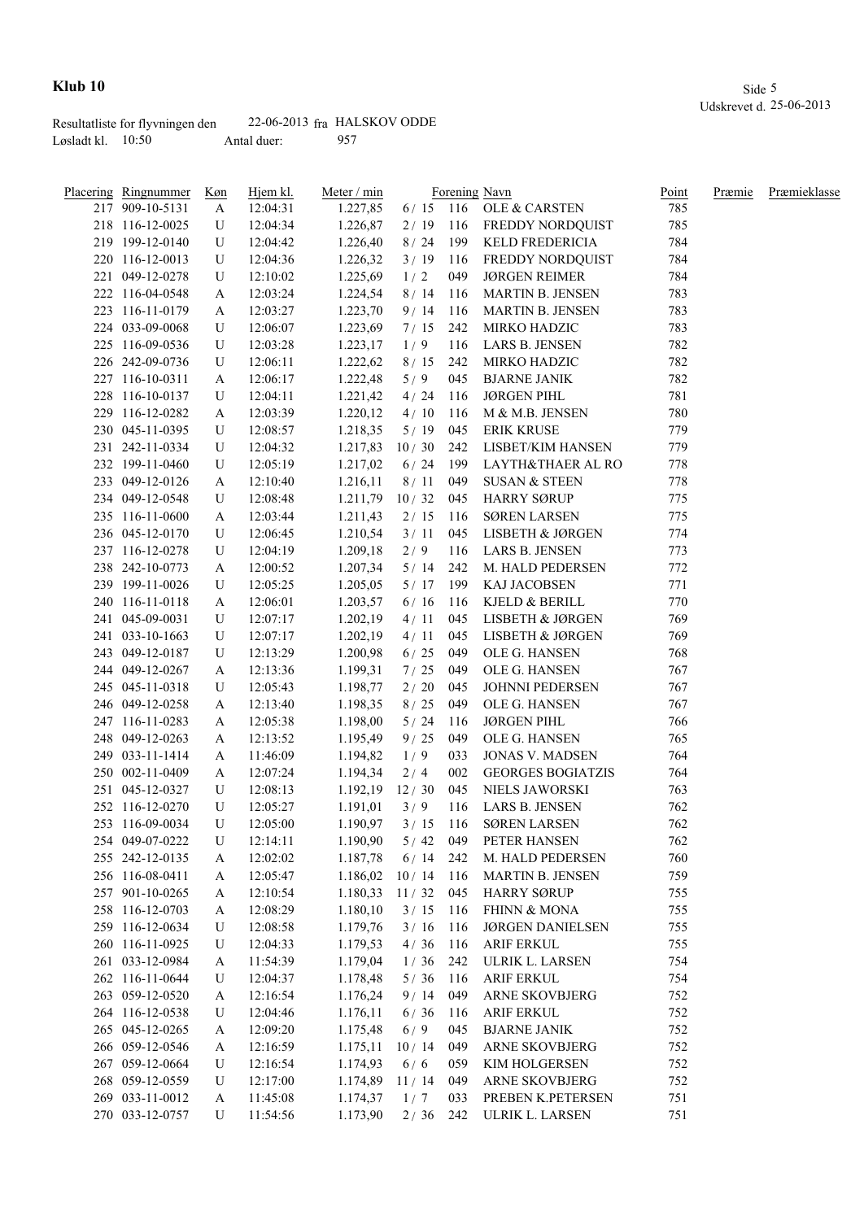# Klub 10

Udskrevet d. 25-06-2013

Resultatliste for flyvningen den 22-06-2013 fra HALSKOV ODDE

Løsladt kl. 10:50 Antal duer: 957

| Placering | Ringnummer | Køn | Hjem kl. | Meter / min | | Forening | Navn | Point | Præmie | Præmieklasse |
|---|---|---|---|---|---|---|---|---|---|---|
| 217 | 909-10-5131 | A | 12:04:31 | 1.227,85 | 6 / 15 | 116 | OLE & CARSTEN | 785 | | |
| 218 | 116-12-0025 | U | 12:04:34 | 1.226,87 | 2 / 19 | 116 | FREDDY NORDQUIST | 785 | | |
| 219 | 199-12-0140 | U | 12:04:42 | 1.226,40 | 8 / 24 | 199 | KELD FREDERICIA | 784 | | |
| 220 | 116-12-0013 | U | 12:04:36 | 1.226,32 | 3 / 19 | 116 | FREDDY NORDQUIST | 784 | | |
| 221 | 049-12-0278 | U | 12:10:02 | 1.225,69 | 1 / 2 | 049 | JØRGEN REIMER | 784 | | |
| 222 | 116-04-0548 | A | 12:03:24 | 1.224,54 | 8 / 14 | 116 | MARTIN B. JENSEN | 783 | | |
| 223 | 116-11-0179 | A | 12:03:27 | 1.223,70 | 9 / 14 | 116 | MARTIN B. JENSEN | 783 | | |
| 224 | 033-09-0068 | U | 12:06:07 | 1.223,69 | 7 / 15 | 242 | MIRKO HADZIC | 783 | | |
| 225 | 116-09-0536 | U | 12:03:28 | 1.223,17 | 1 / 9 | 116 | LARS B. JENSEN | 782 | | |
| 226 | 242-09-0736 | U | 12:06:11 | 1.222,62 | 8 / 15 | 242 | MIRKO HADZIC | 782 | | |
| 227 | 116-10-0311 | A | 12:06:17 | 1.222,48 | 5 / 9 | 045 | BJARNE JANIK | 782 | | |
| 228 | 116-10-0137 | U | 12:04:11 | 1.221,42 | 4 / 24 | 116 | JØRGEN PIHL | 781 | | |
| 229 | 116-12-0282 | A | 12:03:39 | 1.220,12 | 4 / 10 | 116 | M & M.B. JENSEN | 780 | | |
| 230 | 045-11-0395 | U | 12:08:57 | 1.218,35 | 5 / 19 | 045 | ERIK KRUSE | 779 | | |
| 231 | 242-11-0334 | U | 12:04:32 | 1.217,83 | 10 / 30 | 242 | LISBET/KIM HANSEN | 779 | | |
| 232 | 199-11-0460 | U | 12:05:19 | 1.217,02 | 6 / 24 | 199 | LAYTH&THAER AL RO | 778 | | |
| 233 | 049-12-0126 | A | 12:10:40 | 1.216,11 | 8 / 11 | 049 | SUSAN & STEEN | 778 | | |
| 234 | 049-12-0548 | U | 12:08:48 | 1.211,79 | 10 / 32 | 045 | HARRY SØRUP | 775 | | |
| 235 | 116-11-0600 | A | 12:03:44 | 1.211,43 | 2 / 15 | 116 | SØREN LARSEN | 775 | | |
| 236 | 045-12-0170 | U | 12:06:45 | 1.210,54 | 3 / 11 | 045 | LISBETH & JØRGEN | 774 | | |
| 237 | 116-12-0278 | U | 12:04:19 | 1.209,18 | 2 / 9 | 116 | LARS B. JENSEN | 773 | | |
| 238 | 242-10-0773 | A | 12:00:52 | 1.207,34 | 5 / 14 | 242 | M. HALD PEDERSEN | 772 | | |
| 239 | 199-11-0026 | U | 12:05:25 | 1.205,05 | 5 / 17 | 199 | KAJ JACOBSEN | 771 | | |
| 240 | 116-11-0118 | A | 12:06:01 | 1.203,57 | 6 / 16 | 116 | KJELD & BERILL | 770 | | |
| 241 | 045-09-0031 | U | 12:07:17 | 1.202,19 | 4 / 11 | 045 | LISBETH & JØRGEN | 769 | | |
| 241 | 033-10-1663 | U | 12:07:17 | 1.202,19 | 4 / 11 | 045 | LISBETH & JØRGEN | 769 | | |
| 243 | 049-12-0187 | U | 12:13:29 | 1.200,98 | 6 / 25 | 049 | OLE G. HANSEN | 768 | | |
| 244 | 049-12-0267 | A | 12:13:36 | 1.199,31 | 7 / 25 | 049 | OLE G. HANSEN | 767 | | |
| 245 | 045-11-0318 | U | 12:05:43 | 1.198,77 | 2 / 20 | 045 | JOHNNI PEDERSEN | 767 | | |
| 246 | 049-12-0258 | A | 12:13:40 | 1.198,35 | 8 / 25 | 049 | OLE G. HANSEN | 767 | | |
| 247 | 116-11-0283 | A | 12:05:38 | 1.198,00 | 5 / 24 | 116 | JØRGEN PIHL | 766 | | |
| 248 | 049-12-0263 | A | 12:13:52 | 1.195,49 | 9 / 25 | 049 | OLE G. HANSEN | 765 | | |
| 249 | 033-11-1414 | A | 11:46:09 | 1.194,82 | 1 / 9 | 033 | JONAS V. MADSEN | 764 | | |
| 250 | 002-11-0409 | A | 12:07:24 | 1.194,34 | 2 / 4 | 002 | GEORGES BOGIATZIS | 764 | | |
| 251 | 045-12-0327 | U | 12:08:13 | 1.192,19 | 12 / 30 | 045 | NIELS JAWORSKI | 763 | | |
| 252 | 116-12-0270 | U | 12:05:27 | 1.191,01 | 3 / 9 | 116 | LARS B. JENSEN | 762 | | |
| 253 | 116-09-0034 | U | 12:05:00 | 1.190,97 | 3 / 15 | 116 | SØREN LARSEN | 762 | | |
| 254 | 049-07-0222 | U | 12:14:11 | 1.190,90 | 5 / 42 | 049 | PETER HANSEN | 762 | | |
| 255 | 242-12-0135 | A | 12:02:02 | 1.187,78 | 6 / 14 | 242 | M. HALD PEDERSEN | 760 | | |
| 256 | 116-08-0411 | A | 12:05:47 | 1.186,02 | 10 / 14 | 116 | MARTIN B. JENSEN | 759 | | |
| 257 | 901-10-0265 | A | 12:10:54 | 1.180,33 | 11 / 32 | 045 | HARRY SØRUP | 755 | | |
| 258 | 116-12-0703 | A | 12:08:29 | 1.180,10 | 3 / 15 | 116 | FHINN & MONA | 755 | | |
| 259 | 116-12-0634 | U | 12:08:58 | 1.179,76 | 3 / 16 | 116 | JØRGEN DANIELSEN | 755 | | |
| 260 | 116-11-0925 | U | 12:04:33 | 1.179,53 | 4 / 36 | 116 | ARIF ERKUL | 755 | | |
| 261 | 033-12-0984 | A | 11:54:39 | 1.179,04 | 1 / 36 | 242 | ULRIK L. LARSEN | 754 | | |
| 262 | 116-11-0644 | U | 12:04:37 | 1.178,48 | 5 / 36 | 116 | ARIF ERKUL | 754 | | |
| 263 | 059-12-0520 | A | 12:16:54 | 1.176,24 | 9 / 14 | 049 | ARNE SKOVBJERG | 752 | | |
| 264 | 116-12-0538 | U | 12:04:46 | 1.176,11 | 6 / 36 | 116 | ARIF ERKUL | 752 | | |
| 265 | 045-12-0265 | A | 12:09:20 | 1.175,48 | 6 / 9 | 045 | BJARNE JANIK | 752 | | |
| 266 | 059-12-0546 | A | 12:16:59 | 1.175,11 | 10 / 14 | 049 | ARNE SKOVBJERG | 752 | | |
| 267 | 059-12-0664 | U | 12:16:54 | 1.174,93 | 6 / 6 | 059 | KIM HOLGERSEN | 752 | | |
| 268 | 059-12-0559 | U | 12:17:00 | 1.174,89 | 11 / 14 | 049 | ARNE SKOVBJERG | 752 | | |
| 269 | 033-11-0012 | A | 11:45:08 | 1.174,37 | 1 / 7 | 033 | PREBEN K.PETERSEN | 751 | | |
| 270 | 033-12-0757 | U | 11:54:56 | 1.173,90 | 2 / 36 | 242 | ULRIK L. LARSEN | 751 | | |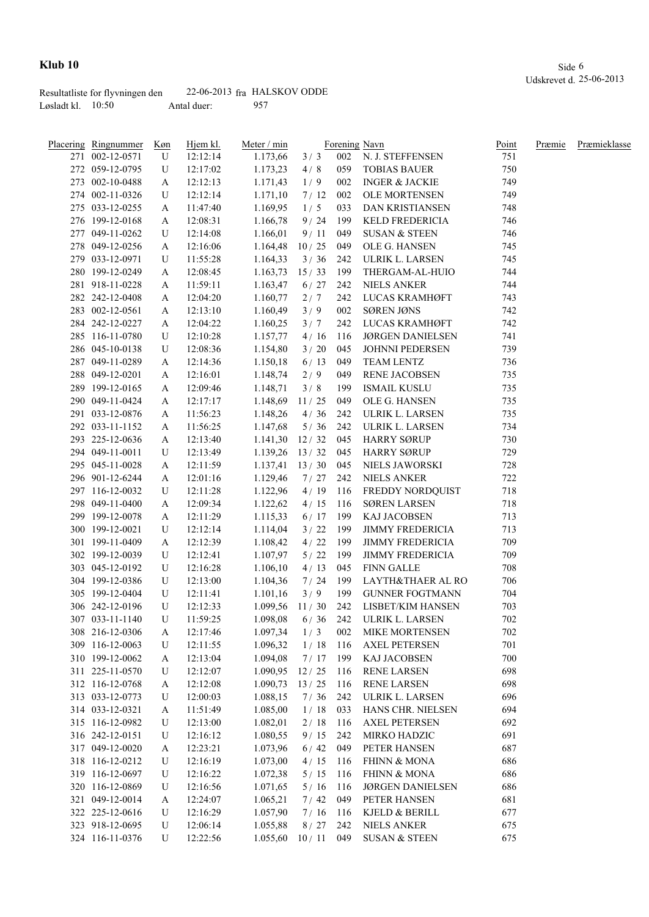# Klub 10

Resultatliste for flyvningen den 22-06-2013 fra HALSKOV ODDE
Løsladt kl. 10:50 Antal duer: 957

Udskrevet d. 25-06-2013

| Placering | Ringnummer | Køn | Hjem kl. | Meter / min | | Forening | Navn | Point | Præmie | Præmieklasse |
|---|---|---|---|---|---|---|---|---|---|---|
| 271 | 002-12-0571 | U | 12:12:14 | 1.173,66 | 3 / 3 | 002 | N. J. STEFFENSEN | 751 | | |
| 272 | 059-12-0795 | U | 12:17:02 | 1.173,23 | 4 / 8 | 059 | TOBIAS BAUER | 750 | | |
| 273 | 002-10-0488 | A | 12:12:13 | 1.171,43 | 1 / 9 | 002 | INGER & JACKIE | 749 | | |
| 274 | 002-11-0326 | U | 12:12:14 | 1.171,10 | 7 / 12 | 002 | OLE MORTENSEN | 749 | | |
| 275 | 033-12-0255 | A | 11:47:40 | 1.169,95 | 1 / 5 | 033 | DAN KRISTIANSEN | 748 | | |
| 276 | 199-12-0168 | A | 12:08:31 | 1.166,78 | 9 / 24 | 199 | KELD FREDERICIA | 746 | | |
| 277 | 049-11-0262 | U | 12:14:08 | 1.166,01 | 9 / 11 | 049 | SUSAN & STEEN | 746 | | |
| 278 | 049-12-0256 | A | 12:16:06 | 1.164,48 | 10 / 25 | 049 | OLE G. HANSEN | 745 | | |
| 279 | 033-12-0971 | U | 11:55:28 | 1.164,33 | 3 / 36 | 242 | ULRIK L. LARSEN | 745 | | |
| 280 | 199-12-0249 | A | 12:08:45 | 1.163,73 | 15 / 33 | 199 | THERGAM-AL-HUIO | 744 | | |
| 281 | 918-11-0228 | A | 11:59:11 | 1.163,47 | 6 / 27 | 242 | NIELS ANKER | 744 | | |
| 282 | 242-12-0408 | A | 12:04:20 | 1.160,77 | 2 / 7 | 242 | LUCAS KRAMHØFT | 743 | | |
| 283 | 002-12-0561 | A | 12:13:10 | 1.160,49 | 3 / 9 | 002 | SØREN JØNS | 742 | | |
| 284 | 242-12-0227 | A | 12:04:22 | 1.160,25 | 3 / 7 | 242 | LUCAS KRAMHØFT | 742 | | |
| 285 | 116-11-0780 | U | 12:10:28 | 1.157,77 | 4 / 16 | 116 | JØRGEN DANIELSEN | 741 | | |
| 286 | 045-10-0138 | U | 12:08:36 | 1.154,80 | 3 / 20 | 045 | JOHNNI PEDERSEN | 739 | | |
| 287 | 049-11-0289 | A | 12:14:36 | 1.150,18 | 6 / 13 | 049 | TEAM LENTZ | 736 | | |
| 288 | 049-12-0201 | A | 12:16:01 | 1.148,74 | 2 / 9 | 049 | RENE JACOBSEN | 735 | | |
| 289 | 199-12-0165 | A | 12:09:46 | 1.148,71 | 3 / 8 | 199 | ISMAIL KUSLU | 735 | | |
| 290 | 049-11-0424 | A | 12:17:17 | 1.148,69 | 11 / 25 | 049 | OLE G. HANSEN | 735 | | |
| 291 | 033-12-0876 | A | 11:56:23 | 1.148,26 | 4 / 36 | 242 | ULRIK L. LARSEN | 735 | | |
| 292 | 033-11-1152 | A | 11:56:25 | 1.147,68 | 5 / 36 | 242 | ULRIK L. LARSEN | 734 | | |
| 293 | 225-12-0636 | A | 12:13:40 | 1.141,30 | 12 / 32 | 045 | HARRY SØRUP | 730 | | |
| 294 | 049-11-0011 | U | 12:13:49 | 1.139,26 | 13 / 32 | 045 | HARRY SØRUP | 729 | | |
| 295 | 045-11-0028 | A | 12:11:59 | 1.137,41 | 13 / 30 | 045 | NIELS JAWORSKI | 728 | | |
| 296 | 901-12-6244 | A | 12:01:16 | 1.129,46 | 7 / 27 | 242 | NIELS ANKER | 722 | | |
| 297 | 116-12-0032 | U | 12:11:28 | 1.122,96 | 4 / 19 | 116 | FREDDY NORDQUIST | 718 | | |
| 298 | 049-11-0400 | A | 12:09:34 | 1.122,62 | 4 / 15 | 116 | SØREN LARSEN | 718 | | |
| 299 | 199-12-0078 | A | 12:11:29 | 1.115,33 | 6 / 17 | 199 | KAJ JACOBSEN | 713 | | |
| 300 | 199-12-0021 | U | 12:12:14 | 1.114,04 | 3 / 22 | 199 | JIMMY FREDERICIA | 713 | | |
| 301 | 199-11-0409 | A | 12:12:39 | 1.108,42 | 4 / 22 | 199 | JIMMY FREDERICIA | 709 | | |
| 302 | 199-12-0039 | U | 12:12:41 | 1.107,97 | 5 / 22 | 199 | JIMMY FREDERICIA | 709 | | |
| 303 | 045-12-0192 | U | 12:16:28 | 1.106,10 | 4 / 13 | 045 | FINN GALLE | 708 | | |
| 304 | 199-12-0386 | U | 12:13:00 | 1.104,36 | 7 / 24 | 199 | LAYTH&THAER AL RO | 706 | | |
| 305 | 199-12-0404 | U | 12:11:41 | 1.101,16 | 3 / 9 | 199 | GUNNER FOGTMANN | 704 | | |
| 306 | 242-12-0196 | U | 12:12:33 | 1.099,56 | 11 / 30 | 242 | LISBET/KIM HANSEN | 703 | | |
| 307 | 033-11-1140 | U | 11:59:25 | 1.098,08 | 6 / 36 | 242 | ULRIK L. LARSEN | 702 | | |
| 308 | 216-12-0306 | A | 12:17:46 | 1.097,34 | 1 / 3 | 002 | MIKE MORTENSEN | 702 | | |
| 309 | 116-12-0063 | U | 12:11:55 | 1.096,32 | 1 / 18 | 116 | AXEL PETERSEN | 701 | | |
| 310 | 199-12-0062 | A | 12:13:04 | 1.094,08 | 7 / 17 | 199 | KAJ JACOBSEN | 700 | | |
| 311 | 225-11-0570 | U | 12:12:07 | 1.090,95 | 12 / 25 | 116 | RENE LARSEN | 698 | | |
| 312 | 116-12-0768 | A | 12:12:08 | 1.090,73 | 13 / 25 | 116 | RENE LARSEN | 698 | | |
| 313 | 033-12-0773 | U | 12:00:03 | 1.088,15 | 7 / 36 | 242 | ULRIK L. LARSEN | 696 | | |
| 314 | 033-12-0321 | A | 11:51:49 | 1.085,00 | 1 / 18 | 033 | HANS CHR. NIELSEN | 694 | | |
| 315 | 116-12-0982 | U | 12:13:00 | 1.082,01 | 2 / 18 | 116 | AXEL PETERSEN | 692 | | |
| 316 | 242-12-0151 | U | 12:16:12 | 1.080,55 | 9 / 15 | 242 | MIRKO HADZIC | 691 | | |
| 317 | 049-12-0020 | A | 12:23:21 | 1.073,96 | 6 / 42 | 049 | PETER HANSEN | 687 | | |
| 318 | 116-12-0212 | U | 12:16:19 | 1.073,00 | 4 / 15 | 116 | FHINN & MONA | 686 | | |
| 319 | 116-12-0697 | U | 12:16:22 | 1.072,38 | 5 / 15 | 116 | FHINN & MONA | 686 | | |
| 320 | 116-12-0869 | U | 12:16:56 | 1.071,65 | 5 / 16 | 116 | JØRGEN DANIELSEN | 686 | | |
| 321 | 049-12-0014 | A | 12:24:07 | 1.065,21 | 7 / 42 | 049 | PETER HANSEN | 681 | | |
| 322 | 225-12-0616 | U | 12:16:29 | 1.057,90 | 7 / 16 | 116 | KJELD & BERILL | 677 | | |
| 323 | 918-12-0695 | U | 12:06:14 | 1.055,88 | 8 / 27 | 242 | NIELS ANKER | 675 | | |
| 324 | 116-11-0376 | U | 12:22:56 | 1.055,60 | 10 / 11 | 049 | SUSAN & STEEN | 675 | | |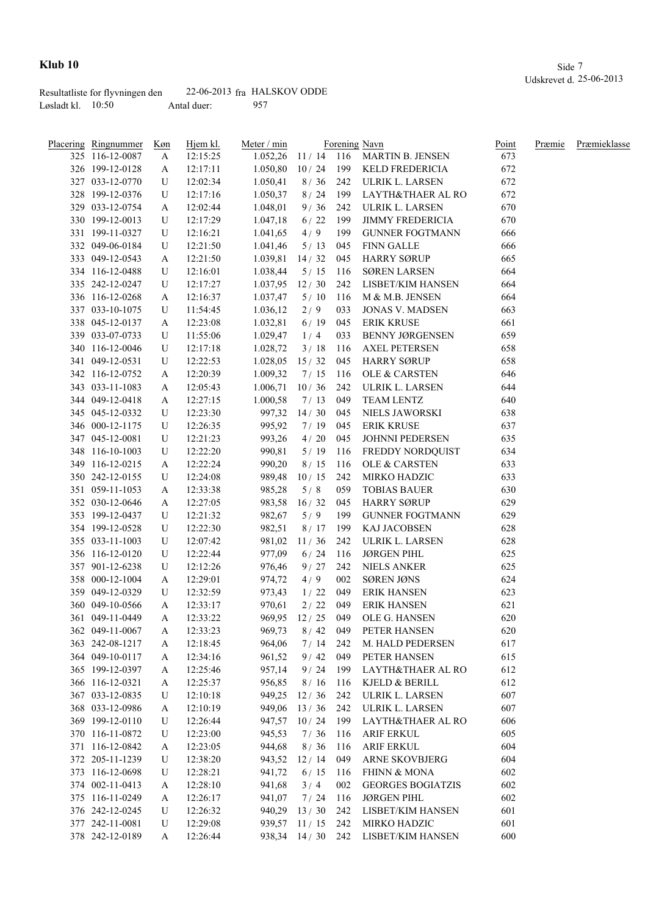# Klub 10

Udskrevet d. 25-06-2013

Resultatliste for flyvningen den 22-06-2013 fra HALSKOV ODDE
Løsladt kl. 10:50 Antal duer: 957

| Placering | Ringnummer | Køn | Hjem kl. | Meter / min | | Forening | Navn | Point | Præmie | Præmieklasse |
|---|---|---|---|---|---|---|---|---|---|---|
| 325 | 116-12-0087 | A | 12:15:25 | 1.052,26 | 11 / 14 | 116 | MARTIN B. JENSEN | 673 | | |
| 326 | 199-12-0128 | A | 12:17:11 | 1.050,80 | 10 / 24 | 199 | KELD FREDERICIA | 672 | | |
| 327 | 033-12-0770 | U | 12:02:34 | 1.050,41 | 8 / 36 | 242 | ULRIK L. LARSEN | 672 | | |
| 328 | 199-12-0376 | U | 12:17:16 | 1.050,37 | 8 / 24 | 199 | LAYTH&THAER AL RO | 672 | | |
| 329 | 033-12-0754 | A | 12:02:44 | 1.048,01 | 9 / 36 | 242 | ULRIK L. LARSEN | 670 | | |
| 330 | 199-12-0013 | U | 12:17:29 | 1.047,18 | 6 / 22 | 199 | JIMMY FREDERICIA | 670 | | |
| 331 | 199-11-0327 | U | 12:16:21 | 1.041,65 | 4 / 9 | 199 | GUNNER FOGTMANN | 666 | | |
| 332 | 049-06-0184 | U | 12:21:50 | 1.041,46 | 5 / 13 | 045 | FINN GALLE | 666 | | |
| 333 | 049-12-0543 | A | 12:21:50 | 1.039,81 | 14 / 32 | 045 | HARRY SØRUP | 665 | | |
| 334 | 116-12-0488 | U | 12:16:01 | 1.038,44 | 5 / 15 | 116 | SØREN LARSEN | 664 | | |
| 335 | 242-12-0247 | U | 12:17:27 | 1.037,95 | 12 / 30 | 242 | LISBET/KIM HANSEN | 664 | | |
| 336 | 116-12-0268 | A | 12:16:37 | 1.037,47 | 5 / 10 | 116 | M & M.B. JENSEN | 664 | | |
| 337 | 033-10-1075 | U | 11:54:45 | 1.036,12 | 2 / 9 | 033 | JONAS V. MADSEN | 663 | | |
| 338 | 045-12-0137 | A | 12:23:08 | 1.032,81 | 6 / 19 | 045 | ERIK KRUSE | 661 | | |
| 339 | 033-07-0733 | U | 11:55:06 | 1.029,47 | 1 / 4 | 033 | BENNY JØRGENSEN | 659 | | |
| 340 | 116-12-0046 | U | 12:17:18 | 1.028,72 | 3 / 18 | 116 | AXEL PETERSEN | 658 | | |
| 341 | 049-12-0531 | U | 12:22:53 | 1.028,05 | 15 / 32 | 045 | HARRY SØRUP | 658 | | |
| 342 | 116-12-0752 | A | 12:20:39 | 1.009,32 | 7 / 15 | 116 | OLE & CARSTEN | 646 | | |
| 343 | 033-11-1083 | A | 12:05:43 | 1.006,71 | 10 / 36 | 242 | ULRIK L. LARSEN | 644 | | |
| 344 | 049-12-0418 | A | 12:27:15 | 1.000,58 | 7 / 13 | 049 | TEAM LENTZ | 640 | | |
| 345 | 045-12-0332 | U | 12:23:30 | 997,32 | 14 / 30 | 045 | NIELS JAWORSKI | 638 | | |
| 346 | 000-12-1175 | U | 12:26:35 | 995,92 | 7 / 19 | 045 | ERIK KRUSE | 637 | | |
| 347 | 045-12-0081 | U | 12:21:23 | 993,26 | 4 / 20 | 045 | JOHNNI PEDERSEN | 635 | | |
| 348 | 116-10-1003 | U | 12:22:20 | 990,81 | 5 / 19 | 116 | FREDDY NORDQUIST | 634 | | |
| 349 | 116-12-0215 | A | 12:22:24 | 990,20 | 8 / 15 | 116 | OLE & CARSTEN | 633 | | |
| 350 | 242-12-0155 | U | 12:24:08 | 989,48 | 10 / 15 | 242 | MIRKO HADZIC | 633 | | |
| 351 | 059-11-1053 | A | 12:33:38 | 985,28 | 5 / 8 | 059 | TOBIAS BAUER | 630 | | |
| 352 | 030-12-0646 | A | 12:27:05 | 983,58 | 16 / 32 | 045 | HARRY SØRUP | 629 | | |
| 353 | 199-12-0437 | U | 12:21:32 | 982,67 | 5 / 9 | 199 | GUNNER FOGTMANN | 629 | | |
| 354 | 199-12-0528 | U | 12:22:30 | 982,51 | 8 / 17 | 199 | KAJ JACOBSEN | 628 | | |
| 355 | 033-11-1003 | U | 12:07:42 | 981,02 | 11 / 36 | 242 | ULRIK L. LARSEN | 628 | | |
| 356 | 116-12-0120 | U | 12:22:44 | 977,09 | 6 / 24 | 116 | JØRGEN PIHL | 625 | | |
| 357 | 901-12-6238 | U | 12:12:26 | 976,46 | 9 / 27 | 242 | NIELS ANKER | 625 | | |
| 358 | 000-12-1004 | A | 12:29:01 | 974,72 | 4 / 9 | 002 | SØREN JØNS | 624 | | |
| 359 | 049-12-0329 | U | 12:32:59 | 973,43 | 1 / 22 | 049 | ERIK HANSEN | 623 | | |
| 360 | 049-10-0566 | A | 12:33:17 | 970,61 | 2 / 22 | 049 | ERIK HANSEN | 621 | | |
| 361 | 049-11-0449 | A | 12:33:22 | 969,95 | 12 / 25 | 049 | OLE G. HANSEN | 620 | | |
| 362 | 049-11-0067 | A | 12:33:23 | 969,73 | 8 / 42 | 049 | PETER HANSEN | 620 | | |
| 363 | 242-08-1217 | A | 12:18:45 | 964,06 | 7 / 14 | 242 | M. HALD PEDERSEN | 617 | | |
| 364 | 049-10-0117 | A | 12:34:16 | 961,52 | 9 / 42 | 049 | PETER HANSEN | 615 | | |
| 365 | 199-12-0397 | A | 12:25:46 | 957,14 | 9 / 24 | 199 | LAYTH&THAER AL RO | 612 | | |
| 366 | 116-12-0321 | A | 12:25:37 | 956,85 | 8 / 16 | 116 | KJELD & BERILL | 612 | | |
| 367 | 033-12-0835 | U | 12:10:18 | 949,25 | 12 / 36 | 242 | ULRIK L. LARSEN | 607 | | |
| 368 | 033-12-0986 | A | 12:10:19 | 949,06 | 13 / 36 | 242 | ULRIK L. LARSEN | 607 | | |
| 369 | 199-12-0110 | U | 12:26:44 | 947,57 | 10 / 24 | 199 | LAYTH&THAER AL RO | 606 | | |
| 370 | 116-11-0872 | U | 12:23:00 | 945,53 | 7 / 36 | 116 | ARIF ERKUL | 605 | | |
| 371 | 116-12-0842 | A | 12:23:05 | 944,68 | 8 / 36 | 116 | ARIF ERKUL | 604 | | |
| 372 | 205-11-1239 | U | 12:38:20 | 943,52 | 12 / 14 | 049 | ARNE SKOVBJERG | 604 | | |
| 373 | 116-12-0698 | U | 12:28:21 | 941,72 | 6 / 15 | 116 | FHINN & MONA | 602 | | |
| 374 | 002-11-0413 | A | 12:28:10 | 941,68 | 3 / 4 | 002 | GEORGES BOGIATZIS | 602 | | |
| 375 | 116-11-0249 | A | 12:26:17 | 941,07 | 7 / 24 | 116 | JØRGEN PIHL | 602 | | |
| 376 | 242-12-0245 | U | 12:26:32 | 940,29 | 13 / 30 | 242 | LISBET/KIM HANSEN | 601 | | |
| 377 | 242-11-0081 | U | 12:29:08 | 939,57 | 11 / 15 | 242 | MIRKO HADZIC | 601 | | |
| 378 | 242-12-0189 | A | 12:26:44 | 938,34 | 14 / 30 | 242 | LISBET/KIM HANSEN | 600 | | |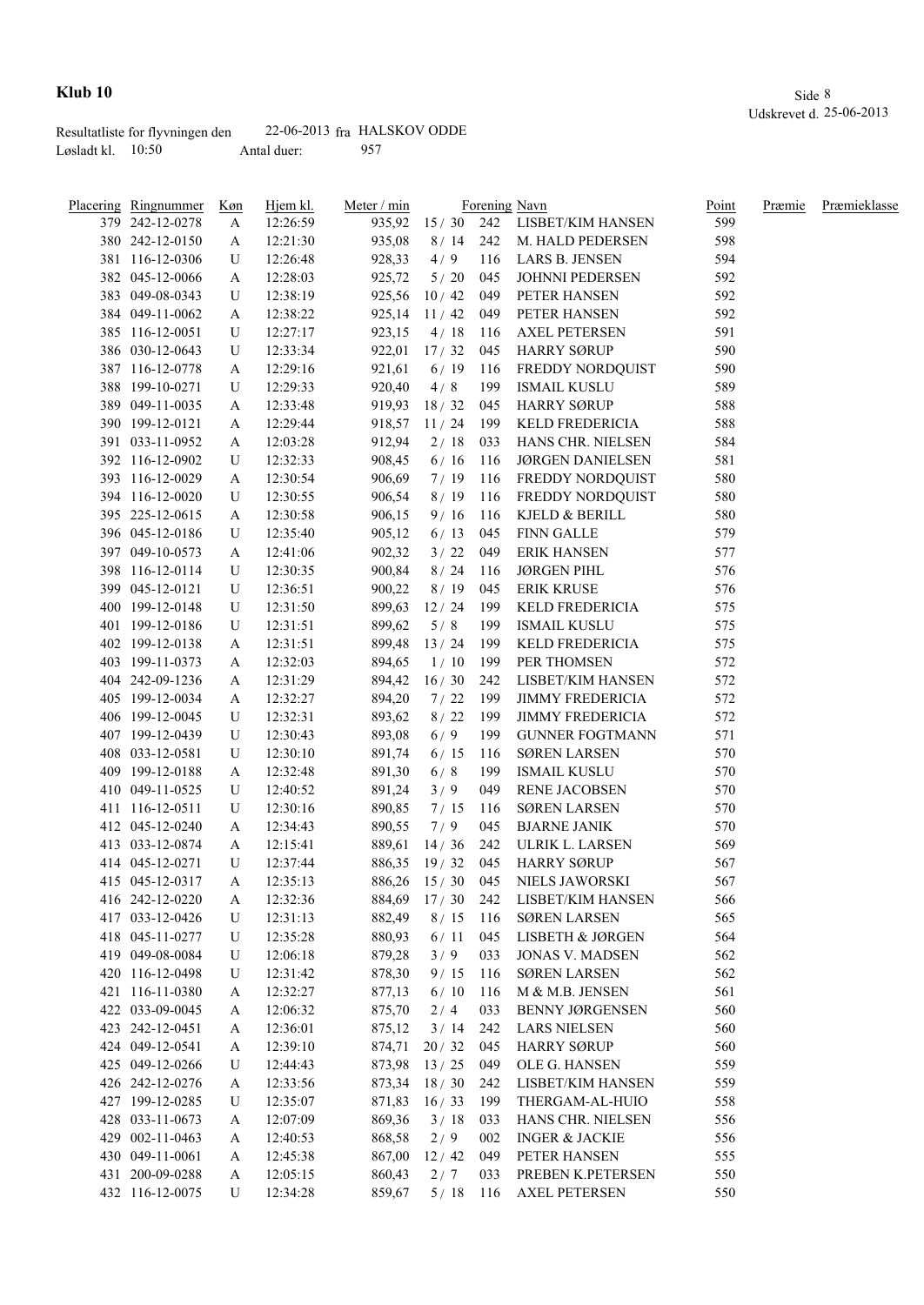# Klub 10

Udskrevet d. 25-06-2013

Resultatliste for flyvningen den 22-06-2013 fra HALSKOV ODDE
Løsladt kl. 10:50 Antal duer: 957

| Placering | Ringnummer | Køn | Hjem kl. | Meter / min | | Forening | Navn | Point | Præmie | Præmieklasse |
|---|---|---|---|---|---|---|---|---|---|---|
| 379 | 242-12-0278 | A | 12:26:59 | 935,92 | 15 / 30 | 242 | LISBET/KIM HANSEN | 599 | | |
| 380 | 242-12-0150 | A | 12:21:30 | 935,08 | 8 / 14 | 242 | M. HALD PEDERSEN | 598 | | |
| 381 | 116-12-0306 | U | 12:26:48 | 928,33 | 4 / 9 | 116 | LARS B. JENSEN | 594 | | |
| 382 | 045-12-0066 | A | 12:28:03 | 925,72 | 5 / 20 | 045 | JOHNNI PEDERSEN | 592 | | |
| 383 | 049-08-0343 | U | 12:38:19 | 925,56 | 10 / 42 | 049 | PETER HANSEN | 592 | | |
| 384 | 049-11-0062 | A | 12:38:22 | 925,14 | 11 / 42 | 049 | PETER HANSEN | 592 | | |
| 385 | 116-12-0051 | U | 12:27:17 | 923,15 | 4 / 18 | 116 | AXEL PETERSEN | 591 | | |
| 386 | 030-12-0643 | U | 12:33:34 | 922,01 | 17 / 32 | 045 | HARRY SØRUP | 590 | | |
| 387 | 116-12-0778 | A | 12:29:16 | 921,61 | 6 / 19 | 116 | FREDDY NORDQUIST | 590 | | |
| 388 | 199-10-0271 | U | 12:29:33 | 920,40 | 4 / 8 | 199 | ISMAIL KUSLU | 589 | | |
| 389 | 049-11-0035 | A | 12:33:48 | 919,93 | 18 / 32 | 045 | HARRY SØRUP | 588 | | |
| 390 | 199-12-0121 | A | 12:29:44 | 918,57 | 11 / 24 | 199 | KELD FREDERICIA | 588 | | |
| 391 | 033-11-0952 | A | 12:03:28 | 912,94 | 2 / 18 | 033 | HANS CHR. NIELSEN | 584 | | |
| 392 | 116-12-0902 | U | 12:32:33 | 908,45 | 6 / 16 | 116 | JØRGEN DANIELSEN | 581 | | |
| 393 | 116-12-0029 | A | 12:30:54 | 906,69 | 7 / 19 | 116 | FREDDY NORDQUIST | 580 | | |
| 394 | 116-12-0020 | U | 12:30:55 | 906,54 | 8 / 19 | 116 | FREDDY NORDQUIST | 580 | | |
| 395 | 225-12-0615 | A | 12:30:58 | 906,15 | 9 / 16 | 116 | KJELD & BERILL | 580 | | |
| 396 | 045-12-0186 | U | 12:35:40 | 905,12 | 6 / 13 | 045 | FINN GALLE | 579 | | |
| 397 | 049-10-0573 | A | 12:41:06 | 902,32 | 3 / 22 | 049 | ERIK HANSEN | 577 | | |
| 398 | 116-12-0114 | U | 12:30:35 | 900,84 | 8 / 24 | 116 | JØRGEN PIHL | 576 | | |
| 399 | 045-12-0121 | U | 12:36:51 | 900,22 | 8 / 19 | 045 | ERIK KRUSE | 576 | | |
| 400 | 199-12-0148 | U | 12:31:50 | 899,63 | 12 / 24 | 199 | KELD FREDERICIA | 575 | | |
| 401 | 199-12-0186 | U | 12:31:51 | 899,62 | 5 / 8 | 199 | ISMAIL KUSLU | 575 | | |
| 402 | 199-12-0138 | A | 12:31:51 | 899,48 | 13 / 24 | 199 | KELD FREDERICIA | 575 | | |
| 403 | 199-11-0373 | A | 12:32:03 | 894,65 | 1 / 10 | 199 | PER THOMSEN | 572 | | |
| 404 | 242-09-1236 | A | 12:31:29 | 894,42 | 16 / 30 | 242 | LISBET/KIM HANSEN | 572 | | |
| 405 | 199-12-0034 | A | 12:32:27 | 894,20 | 7 / 22 | 199 | JIMMY FREDERICIA | 572 | | |
| 406 | 199-12-0045 | U | 12:32:31 | 893,62 | 8 / 22 | 199 | JIMMY FREDERICIA | 572 | | |
| 407 | 199-12-0439 | U | 12:30:43 | 893,08 | 6 / 9 | 199 | GUNNER FOGTMANN | 571 | | |
| 408 | 033-12-0581 | U | 12:30:10 | 891,74 | 6 / 15 | 116 | SØREN LARSEN | 570 | | |
| 409 | 199-12-0188 | A | 12:32:48 | 891,30 | 6 / 8 | 199 | ISMAIL KUSLU | 570 | | |
| 410 | 049-11-0525 | U | 12:40:52 | 891,24 | 3 / 9 | 049 | RENE JACOBSEN | 570 | | |
| 411 | 116-12-0511 | U | 12:30:16 | 890,85 | 7 / 15 | 116 | SØREN LARSEN | 570 | | |
| 412 | 045-12-0240 | A | 12:34:43 | 890,55 | 7 / 9 | 045 | BJARNE JANIK | 570 | | |
| 413 | 033-12-0874 | A | 12:15:41 | 889,61 | 14 / 36 | 242 | ULRIK L. LARSEN | 569 | | |
| 414 | 045-12-0271 | U | 12:37:44 | 886,35 | 19 / 32 | 045 | HARRY SØRUP | 567 | | |
| 415 | 045-12-0317 | A | 12:35:13 | 886,26 | 15 / 30 | 045 | NIELS JAWORSKI | 567 | | |
| 416 | 242-12-0220 | A | 12:32:36 | 884,69 | 17 / 30 | 242 | LISBET/KIM HANSEN | 566 | | |
| 417 | 033-12-0426 | U | 12:31:13 | 882,49 | 8 / 15 | 116 | SØREN LARSEN | 565 | | |
| 418 | 045-11-0277 | U | 12:35:28 | 880,93 | 6 / 11 | 045 | LISBETH & JØRGEN | 564 | | |
| 419 | 049-08-0084 | U | 12:06:18 | 879,28 | 3 / 9 | 033 | JONAS V. MADSEN | 562 | | |
| 420 | 116-12-0498 | U | 12:31:42 | 878,30 | 9 / 15 | 116 | SØREN LARSEN | 562 | | |
| 421 | 116-11-0380 | A | 12:32:27 | 877,13 | 6 / 10 | 116 | M & M.B. JENSEN | 561 | | |
| 422 | 033-09-0045 | A | 12:06:32 | 875,70 | 2 / 4 | 033 | BENNY JØRGENSEN | 560 | | |
| 423 | 242-12-0451 | A | 12:36:01 | 875,12 | 3 / 14 | 242 | LARS NIELSEN | 560 | | |
| 424 | 049-12-0541 | A | 12:39:10 | 874,71 | 20 / 32 | 045 | HARRY SØRUP | 560 | | |
| 425 | 049-12-0266 | U | 12:44:43 | 873,98 | 13 / 25 | 049 | OLE G. HANSEN | 559 | | |
| 426 | 242-12-0276 | A | 12:33:56 | 873,34 | 18 / 30 | 242 | LISBET/KIM HANSEN | 559 | | |
| 427 | 199-12-0285 | U | 12:35:07 | 871,83 | 16 / 33 | 199 | THERGAM-AL-HUIO | 558 | | |
| 428 | 033-11-0673 | A | 12:07:09 | 869,36 | 3 / 18 | 033 | HANS CHR. NIELSEN | 556 | | |
| 429 | 002-11-0463 | A | 12:40:53 | 868,58 | 2 / 9 | 002 | INGER & JACKIE | 556 | | |
| 430 | 049-11-0061 | A | 12:45:38 | 867,00 | 12 / 42 | 049 | PETER HANSEN | 555 | | |
| 431 | 200-09-0288 | A | 12:05:15 | 860,43 | 2 / 7 | 033 | PREBEN K.PETERSEN | 550 | | |
| 432 | 116-12-0075 | U | 12:34:28 | 859,67 | 5 / 18 | 116 | AXEL PETERSEN | 550 | | |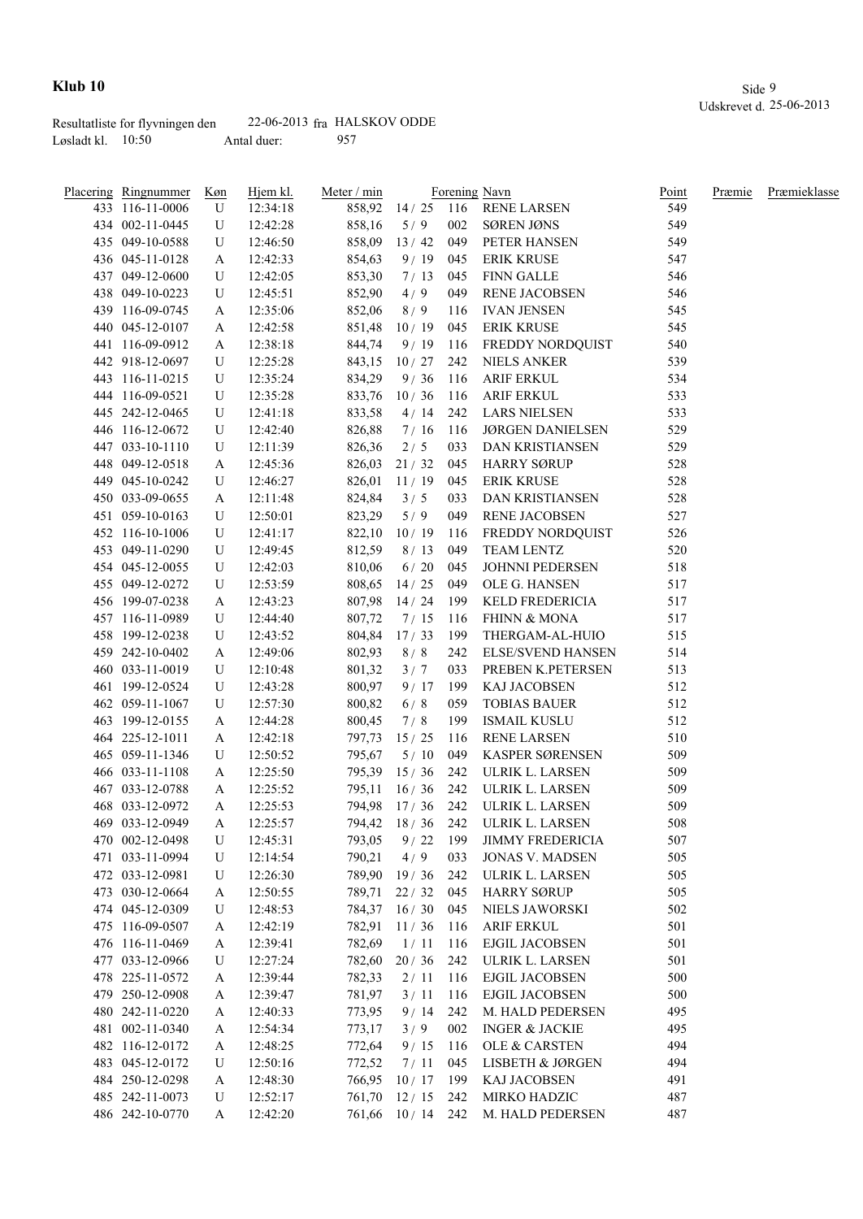# Klub 10

Udskrevet d. 25-06-2013

Resultatliste for flyvningen den 22-06-2013 fra HALSKOV ODDE
Løsladt kl. 10:50 Antal duer: 957

| Placering | Ringnummer | Køn | Hjem kl. | Meter / min | | Forening | Navn | Point | Præmie | Præmieklasse |
|---|---|---|---|---|---|---|---|---|---|---|
| 433 | 116-11-0006 | U | 12:34:18 | 858,92 | 14 / 25 | 116 | RENE LARSEN | 549 | | |
| 434 | 002-11-0445 | U | 12:42:28 | 858,16 | 5 / 9 | 002 | SØREN JØNS | 549 | | |
| 435 | 049-10-0588 | U | 12:46:50 | 858,09 | 13 / 42 | 049 | PETER HANSEN | 549 | | |
| 436 | 045-11-0128 | A | 12:42:33 | 854,63 | 9 / 19 | 045 | ERIK KRUSE | 547 | | |
| 437 | 049-12-0600 | U | 12:42:05 | 853,30 | 7 / 13 | 045 | FINN GALLE | 546 | | |
| 438 | 049-10-0223 | U | 12:45:51 | 852,90 | 4 / 9 | 049 | RENE JACOBSEN | 546 | | |
| 439 | 116-09-0745 | A | 12:35:06 | 852,06 | 8 / 9 | 116 | IVAN JENSEN | 545 | | |
| 440 | 045-12-0107 | A | 12:42:58 | 851,48 | 10 / 19 | 045 | ERIK KRUSE | 545 | | |
| 441 | 116-09-0912 | A | 12:38:18 | 844,74 | 9 / 19 | 116 | FREDDY NORDQUIST | 540 | | |
| 442 | 918-12-0697 | U | 12:25:28 | 843,15 | 10 / 27 | 242 | NIELS ANKER | 539 | | |
| 443 | 116-11-0215 | U | 12:35:24 | 834,29 | 9 / 36 | 116 | ARIF ERKUL | 534 | | |
| 444 | 116-09-0521 | U | 12:35:28 | 833,76 | 10 / 36 | 116 | ARIF ERKUL | 533 | | |
| 445 | 242-12-0465 | U | 12:41:18 | 833,58 | 4 / 14 | 242 | LARS NIELSEN | 533 | | |
| 446 | 116-12-0672 | U | 12:42:40 | 826,88 | 7 / 16 | 116 | JØRGEN DANIELSEN | 529 | | |
| 447 | 033-10-1110 | U | 12:11:39 | 826,36 | 2 / 5 | 033 | DAN KRISTIANSEN | 529 | | |
| 448 | 049-12-0518 | A | 12:45:36 | 826,03 | 21 / 32 | 045 | HARRY SØRUP | 528 | | |
| 449 | 045-10-0242 | U | 12:46:27 | 826,01 | 11 / 19 | 045 | ERIK KRUSE | 528 | | |
| 450 | 033-09-0655 | A | 12:11:48 | 824,84 | 3 / 5 | 033 | DAN KRISTIANSEN | 528 | | |
| 451 | 059-10-0163 | U | 12:50:01 | 823,29 | 5 / 9 | 049 | RENE JACOBSEN | 527 | | |
| 452 | 116-10-1006 | U | 12:41:17 | 822,10 | 10 / 19 | 116 | FREDDY NORDQUIST | 526 | | |
| 453 | 049-11-0290 | U | 12:49:45 | 812,59 | 8 / 13 | 049 | TEAM LENTZ | 520 | | |
| 454 | 045-12-0055 | U | 12:42:03 | 810,06 | 6 / 20 | 045 | JOHNNI PEDERSEN | 518 | | |
| 455 | 049-12-0272 | U | 12:53:59 | 808,65 | 14 / 25 | 049 | OLE G. HANSEN | 517 | | |
| 456 | 199-07-0238 | A | 12:43:23 | 807,98 | 14 / 24 | 199 | KELD FREDERICIA | 517 | | |
| 457 | 116-11-0989 | U | 12:44:40 | 807,72 | 7 / 15 | 116 | FHINN & MONA | 517 | | |
| 458 | 199-12-0238 | U | 12:43:52 | 804,84 | 17 / 33 | 199 | THERGAM-AL-HUIO | 515 | | |
| 459 | 242-10-0402 | A | 12:49:06 | 802,93 | 8 / 8 | 242 | ELSE/SVEND HANSEN | 514 | | |
| 460 | 033-11-0019 | U | 12:10:48 | 801,32 | 3 / 7 | 033 | PREBEN K.PETERSEN | 513 | | |
| 461 | 199-12-0524 | U | 12:43:28 | 800,97 | 9 / 17 | 199 | KAJ JACOBSEN | 512 | | |
| 462 | 059-11-1067 | U | 12:57:30 | 800,82 | 6 / 8 | 059 | TOBIAS BAUER | 512 | | |
| 463 | 199-12-0155 | A | 12:44:28 | 800,45 | 7 / 8 | 199 | ISMAIL KUSLU | 512 | | |
| 464 | 225-12-1011 | A | 12:42:18 | 797,73 | 15 / 25 | 116 | RENE LARSEN | 510 | | |
| 465 | 059-11-1346 | U | 12:50:52 | 795,67 | 5 / 10 | 049 | KASPER SØRENSEN | 509 | | |
| 466 | 033-11-1108 | A | 12:25:50 | 795,39 | 15 / 36 | 242 | ULRIK L. LARSEN | 509 | | |
| 467 | 033-12-0788 | A | 12:25:52 | 795,11 | 16 / 36 | 242 | ULRIK L. LARSEN | 509 | | |
| 468 | 033-12-0972 | A | 12:25:53 | 794,98 | 17 / 36 | 242 | ULRIK L. LARSEN | 509 | | |
| 469 | 033-12-0949 | A | 12:25:57 | 794,42 | 18 / 36 | 242 | ULRIK L. LARSEN | 508 | | |
| 470 | 002-12-0498 | U | 12:45:31 | 793,05 | 9 / 22 | 199 | JIMMY FREDERICIA | 507 | | |
| 471 | 033-11-0994 | U | 12:14:54 | 790,21 | 4 / 9 | 033 | JONAS V. MADSEN | 505 | | |
| 472 | 033-12-0981 | U | 12:26:30 | 789,90 | 19 / 36 | 242 | ULRIK L. LARSEN | 505 | | |
| 473 | 030-12-0664 | A | 12:50:55 | 789,71 | 22 / 32 | 045 | HARRY SØRUP | 505 | | |
| 474 | 045-12-0309 | U | 12:48:53 | 784,37 | 16 / 30 | 045 | NIELS JAWORSKI | 502 | | |
| 475 | 116-09-0507 | A | 12:42:19 | 782,91 | 11 / 36 | 116 | ARIF ERKUL | 501 | | |
| 476 | 116-11-0469 | A | 12:39:41 | 782,69 | 1 / 11 | 116 | EJGIL JACOBSEN | 501 | | |
| 477 | 033-12-0966 | U | 12:27:24 | 782,60 | 20 / 36 | 242 | ULRIK L. LARSEN | 501 | | |
| 478 | 225-11-0572 | A | 12:39:44 | 782,33 | 2 / 11 | 116 | EJGIL JACOBSEN | 500 | | |
| 479 | 250-12-0908 | A | 12:39:47 | 781,97 | 3 / 11 | 116 | EJGIL JACOBSEN | 500 | | |
| 480 | 242-11-0220 | A | 12:40:33 | 773,95 | 9 / 14 | 242 | M. HALD PEDERSEN | 495 | | |
| 481 | 002-11-0340 | A | 12:54:34 | 773,17 | 3 / 9 | 002 | INGER & JACKIE | 495 | | |
| 482 | 116-12-0172 | A | 12:48:25 | 772,64 | 9 / 15 | 116 | OLE & CARSTEN | 494 | | |
| 483 | 045-12-0172 | U | 12:50:16 | 772,52 | 7 / 11 | 045 | LISBETH & JØRGEN | 494 | | |
| 484 | 250-12-0298 | A | 12:48:30 | 766,95 | 10 / 17 | 199 | KAJ JACOBSEN | 491 | | |
| 485 | 242-11-0073 | U | 12:52:17 | 761,70 | 12 / 15 | 242 | MIRKO HADZIC | 487 | | |
| 486 | 242-10-0770 | A | 12:42:20 | 761,66 | 10 / 14 | 242 | M. HALD PEDERSEN | 487 | | |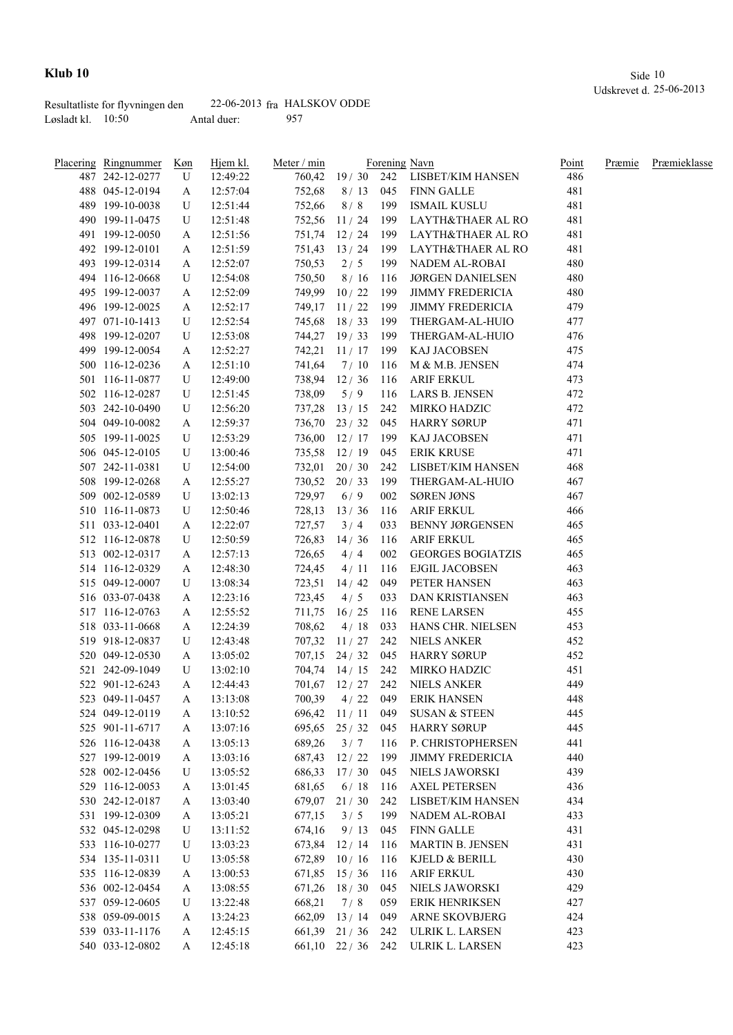# Klub 10

Udskrevet d. 25-06-2013

Resultatliste for flyvningen den 22-06-2013 fra HALSKOV ODDE
Løsladt kl. 10:50 Antal duer: 957

| Placering | Ringnummer | Køn | Hjem kl. | Meter / min | | Forening | Navn | Point | Præmie | Præmieklasse |
|---|---|---|---|---|---|---|---|---|---|---|
| 487 | 242-12-0277 | U | 12:49:22 | 760,42 | 19 / 30 | 242 | LISBET/KIM HANSEN | 486 | | |
| 488 | 045-12-0194 | A | 12:57:04 | 752,68 | 8 / 13 | 045 | FINN GALLE | 481 | | |
| 489 | 199-10-0038 | U | 12:51:44 | 752,66 | 8 / 8 | 199 | ISMAIL KUSLU | 481 | | |
| 490 | 199-11-0475 | U | 12:51:48 | 752,56 | 11 / 24 | 199 | LAYTH&THAER AL RO | 481 | | |
| 491 | 199-12-0050 | A | 12:51:56 | 751,74 | 12 / 24 | 199 | LAYTH&THAER AL RO | 481 | | |
| 492 | 199-12-0101 | A | 12:51:59 | 751,43 | 13 / 24 | 199 | LAYTH&THAER AL RO | 481 | | |
| 493 | 199-12-0314 | A | 12:52:07 | 750,53 | 2 / 5 | 199 | NADEM AL-ROBAI | 480 | | |
| 494 | 116-12-0668 | U | 12:54:08 | 750,50 | 8 / 16 | 116 | JØRGEN DANIELSEN | 480 | | |
| 495 | 199-12-0037 | A | 12:52:09 | 749,99 | 10 / 22 | 199 | JIMMY FREDERICIA | 480 | | |
| 496 | 199-12-0025 | A | 12:52:17 | 749,17 | 11 / 22 | 199 | JIMMY FREDERICIA | 479 | | |
| 497 | 071-10-1413 | U | 12:52:54 | 745,68 | 18 / 33 | 199 | THERGAM-AL-HUIO | 477 | | |
| 498 | 199-12-0207 | U | 12:53:08 | 744,27 | 19 / 33 | 199 | THERGAM-AL-HUIO | 476 | | |
| 499 | 199-12-0054 | A | 12:52:27 | 742,21 | 11 / 17 | 199 | KAJ JACOBSEN | 475 | | |
| 500 | 116-12-0236 | A | 12:51:10 | 741,64 | 7 / 10 | 116 | M & M.B. JENSEN | 474 | | |
| 501 | 116-11-0877 | U | 12:49:00 | 738,94 | 12 / 36 | 116 | ARIF ERKUL | 473 | | |
| 502 | 116-12-0287 | U | 12:51:45 | 738,09 | 5 / 9 | 116 | LARS B. JENSEN | 472 | | |
| 503 | 242-10-0490 | U | 12:56:20 | 737,28 | 13 / 15 | 242 | MIRKO HADZIC | 472 | | |
| 504 | 049-10-0082 | A | 12:59:37 | 736,70 | 23 / 32 | 045 | HARRY SØRUP | 471 | | |
| 505 | 199-11-0025 | U | 12:53:29 | 736,00 | 12 / 17 | 199 | KAJ JACOBSEN | 471 | | |
| 506 | 045-12-0105 | U | 13:00:46 | 735,58 | 12 / 19 | 045 | ERIK KRUSE | 471 | | |
| 507 | 242-11-0381 | U | 12:54:00 | 732,01 | 20 / 30 | 242 | LISBET/KIM HANSEN | 468 | | |
| 508 | 199-12-0268 | A | 12:55:27 | 730,52 | 20 / 33 | 199 | THERGAM-AL-HUIO | 467 | | |
| 509 | 002-12-0589 | U | 13:02:13 | 729,97 | 6 / 9 | 002 | SØREN JØNS | 467 | | |
| 510 | 116-11-0873 | U | 12:50:46 | 728,13 | 13 / 36 | 116 | ARIF ERKUL | 466 | | |
| 511 | 033-12-0401 | A | 12:22:07 | 727,57 | 3 / 4 | 033 | BENNY JØRGENSEN | 465 | | |
| 512 | 116-12-0878 | U | 12:50:59 | 726,83 | 14 / 36 | 116 | ARIF ERKUL | 465 | | |
| 513 | 002-12-0317 | A | 12:57:13 | 726,65 | 4 / 4 | 002 | GEORGES BOGIATZIS | 465 | | |
| 514 | 116-12-0329 | A | 12:48:30 | 724,45 | 4 / 11 | 116 | EJGIL JACOBSEN | 463 | | |
| 515 | 049-12-0007 | U | 13:08:34 | 723,51 | 14 / 42 | 049 | PETER HANSEN | 463 | | |
| 516 | 033-07-0438 | A | 12:23:16 | 723,45 | 4 / 5 | 033 | DAN KRISTIANSEN | 463 | | |
| 517 | 116-12-0763 | A | 12:55:52 | 711,75 | 16 / 25 | 116 | RENE LARSEN | 455 | | |
| 518 | 033-11-0668 | A | 12:24:39 | 708,62 | 4 / 18 | 033 | HANS CHR. NIELSEN | 453 | | |
| 519 | 918-12-0837 | U | 12:43:48 | 707,32 | 11 / 27 | 242 | NIELS ANKER | 452 | | |
| 520 | 049-12-0530 | A | 13:05:02 | 707,15 | 24 / 32 | 045 | HARRY SØRUP | 452 | | |
| 521 | 242-09-1049 | U | 13:02:10 | 704,74 | 14 / 15 | 242 | MIRKO HADZIC | 451 | | |
| 522 | 901-12-6243 | A | 12:44:43 | 701,67 | 12 / 27 | 242 | NIELS ANKER | 449 | | |
| 523 | 049-11-0457 | A | 13:13:08 | 700,39 | 4 / 22 | 049 | ERIK HANSEN | 448 | | |
| 524 | 049-12-0119 | A | 13:10:52 | 696,42 | 11 / 11 | 049 | SUSAN & STEEN | 445 | | |
| 525 | 901-11-6717 | A | 13:07:16 | 695,65 | 25 / 32 | 045 | HARRY SØRUP | 445 | | |
| 526 | 116-12-0438 | A | 13:05:13 | 689,26 | 3 / 7 | 116 | P. CHRISTOPHERSEN | 441 | | |
| 527 | 199-12-0019 | A | 13:03:16 | 687,43 | 12 / 22 | 199 | JIMMY FREDERICIA | 440 | | |
| 528 | 002-12-0456 | U | 13:05:52 | 686,33 | 17 / 30 | 045 | NIELS JAWORSKI | 439 | | |
| 529 | 116-12-0053 | A | 13:01:45 | 681,65 | 6 / 18 | 116 | AXEL PETERSEN | 436 | | |
| 530 | 242-12-0187 | A | 13:03:40 | 679,07 | 21 / 30 | 242 | LISBET/KIM HANSEN | 434 | | |
| 531 | 199-12-0309 | A | 13:05:21 | 677,15 | 3 / 5 | 199 | NADEM AL-ROBAI | 433 | | |
| 532 | 045-12-0298 | U | 13:11:52 | 674,16 | 9 / 13 | 045 | FINN GALLE | 431 | | |
| 533 | 116-10-0277 | U | 13:03:23 | 673,84 | 12 / 14 | 116 | MARTIN B. JENSEN | 431 | | |
| 534 | 135-11-0311 | U | 13:05:58 | 672,89 | 10 / 16 | 116 | KJELD & BERILL | 430 | | |
| 535 | 116-12-0839 | A | 13:00:53 | 671,85 | 15 / 36 | 116 | ARIF ERKUL | 430 | | |
| 536 | 002-12-0454 | A | 13:08:55 | 671,26 | 18 / 30 | 045 | NIELS JAWORSKI | 429 | | |
| 537 | 059-12-0605 | U | 13:22:48 | 668,21 | 7 / 8 | 059 | ERIK HENRIKSEN | 427 | | |
| 538 | 059-09-0015 | A | 13:24:23 | 662,09 | 13 / 14 | 049 | ARNE SKOVBJERG | 424 | | |
| 539 | 033-11-1176 | A | 12:45:15 | 661,39 | 21 / 36 | 242 | ULRIK L. LARSEN | 423 | | |
| 540 | 033-12-0802 | A | 12:45:18 | 661,10 | 22 / 36 | 242 | ULRIK L. LARSEN | 423 | | |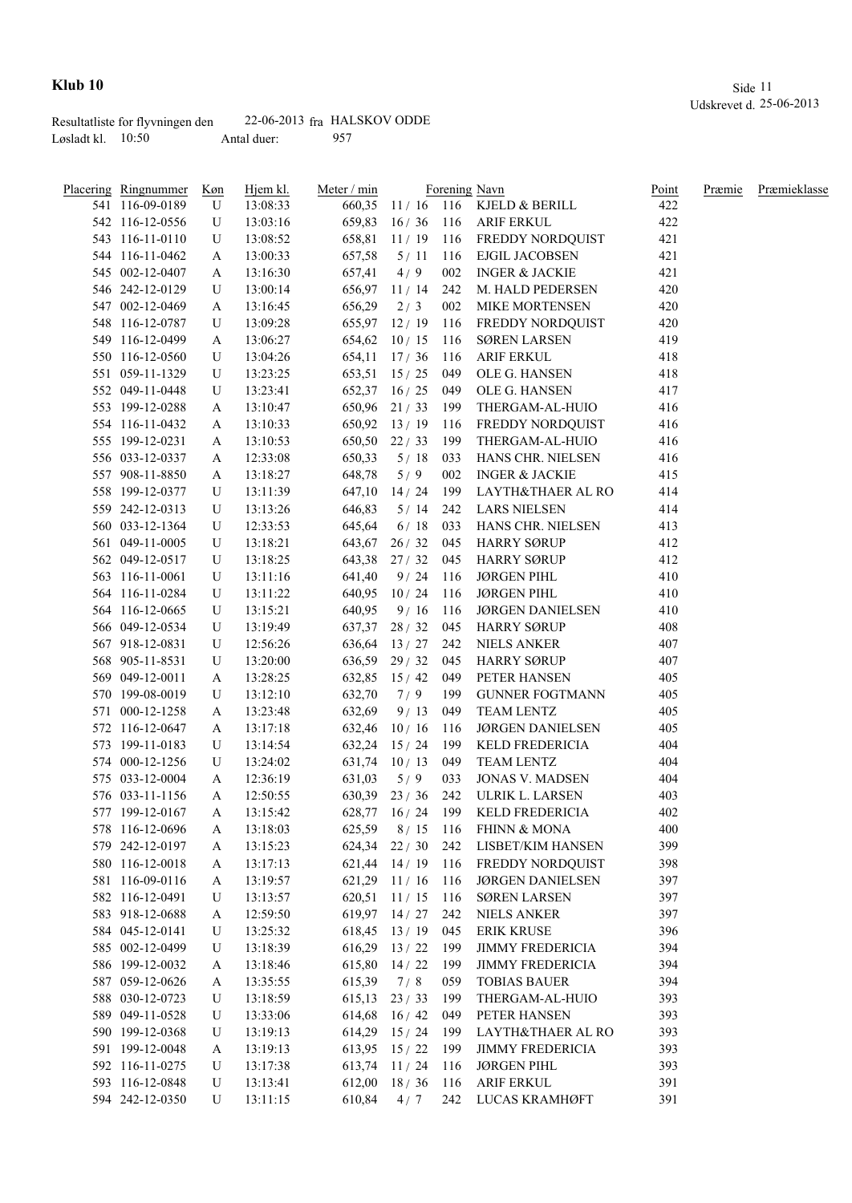# Klub 10

Udskrevet d. 25-06-2013

Resultatliste for flyvningen den 22-06-2013 fra HALSKOV ODDE
Løsladt kl. 10:50 Antal duer: 957

| Placering | Ringnummer | Køn | Hjem kl. | Meter / min | | Forening | Navn | Point | Præmie | Præmieklasse |
|---|---|---|---|---|---|---|---|---|---|---|
| 541 | 116-09-0189 | U | 13:08:33 | 660,35 | 11 / 16 | 116 | KJELD & BERILL | 422 | | |
| 542 | 116-12-0556 | U | 13:03:16 | 659,83 | 16 / 36 | 116 | ARIF ERKUL | 422 | | |
| 543 | 116-11-0110 | U | 13:08:52 | 658,81 | 11 / 19 | 116 | FREDDY NORDQUIST | 421 | | |
| 544 | 116-11-0462 | A | 13:00:33 | 657,58 | 5 / 11 | 116 | EJGIL JACOBSEN | 421 | | |
| 545 | 002-12-0407 | A | 13:16:30 | 657,41 | 4 / 9 | 002 | INGER & JACKIE | 421 | | |
| 546 | 242-12-0129 | U | 13:00:14 | 656,97 | 11 / 14 | 242 | M. HALD PEDERSEN | 420 | | |
| 547 | 002-12-0469 | A | 13:16:45 | 656,29 | 2 / 3 | 002 | MIKE MORTENSEN | 420 | | |
| 548 | 116-12-0787 | U | 13:09:28 | 655,97 | 12 / 19 | 116 | FREDDY NORDQUIST | 420 | | |
| 549 | 116-12-0499 | A | 13:06:27 | 654,62 | 10 / 15 | 116 | SØREN LARSEN | 419 | | |
| 550 | 116-12-0560 | U | 13:04:26 | 654,11 | 17 / 36 | 116 | ARIF ERKUL | 418 | | |
| 551 | 059-11-1329 | U | 13:23:25 | 653,51 | 15 / 25 | 049 | OLE G. HANSEN | 418 | | |
| 552 | 049-11-0448 | U | 13:23:41 | 652,37 | 16 / 25 | 049 | OLE G. HANSEN | 417 | | |
| 553 | 199-12-0288 | A | 13:10:47 | 650,96 | 21 / 33 | 199 | THERGAM-AL-HUIO | 416 | | |
| 554 | 116-11-0432 | A | 13:10:33 | 650,92 | 13 / 19 | 116 | FREDDY NORDQUIST | 416 | | |
| 555 | 199-12-0231 | A | 13:10:53 | 650,50 | 22 / 33 | 199 | THERGAM-AL-HUIO | 416 | | |
| 556 | 033-12-0337 | A | 12:33:08 | 650,33 | 5 / 18 | 033 | HANS CHR. NIELSEN | 416 | | |
| 557 | 908-11-8850 | A | 13:18:27 | 648,78 | 5 / 9 | 002 | INGER & JACKIE | 415 | | |
| 558 | 199-12-0377 | U | 13:11:39 | 647,10 | 14 / 24 | 199 | LAYTH&THAER AL RO | 414 | | |
| 559 | 242-12-0313 | U | 13:13:26 | 646,83 | 5 / 14 | 242 | LARS NIELSEN | 414 | | |
| 560 | 033-12-1364 | U | 12:33:53 | 645,64 | 6 / 18 | 033 | HANS CHR. NIELSEN | 413 | | |
| 561 | 049-11-0005 | U | 13:18:21 | 643,67 | 26 / 32 | 045 | HARRY SØRUP | 412 | | |
| 562 | 049-12-0517 | U | 13:18:25 | 643,38 | 27 / 32 | 045 | HARRY SØRUP | 412 | | |
| 563 | 116-11-0061 | U | 13:11:16 | 641,40 | 9 / 24 | 116 | JØRGEN PIHL | 410 | | |
| 564 | 116-11-0284 | U | 13:11:22 | 640,95 | 10 / 24 | 116 | JØRGEN PIHL | 410 | | |
| 564 | 116-12-0665 | U | 13:15:21 | 640,95 | 9 / 16 | 116 | JØRGEN DANIELSEN | 410 | | |
| 566 | 049-12-0534 | U | 13:19:49 | 637,37 | 28 / 32 | 045 | HARRY SØRUP | 408 | | |
| 567 | 918-12-0831 | U | 12:56:26 | 636,64 | 13 / 27 | 242 | NIELS ANKER | 407 | | |
| 568 | 905-11-8531 | U | 13:20:00 | 636,59 | 29 / 32 | 045 | HARRY SØRUP | 407 | | |
| 569 | 049-12-0011 | A | 13:28:25 | 632,85 | 15 / 42 | 049 | PETER HANSEN | 405 | | |
| 570 | 199-08-0019 | U | 13:12:10 | 632,70 | 7 / 9 | 199 | GUNNER FOGTMANN | 405 | | |
| 571 | 000-12-1258 | A | 13:23:48 | 632,69 | 9 / 13 | 049 | TEAM LENTZ | 405 | | |
| 572 | 116-12-0647 | A | 13:17:18 | 632,46 | 10 / 16 | 116 | JØRGEN DANIELSEN | 405 | | |
| 573 | 199-11-0183 | U | 13:14:54 | 632,24 | 15 / 24 | 199 | KELD FREDERICIA | 404 | | |
| 574 | 000-12-1256 | U | 13:24:02 | 631,74 | 10 / 13 | 049 | TEAM LENTZ | 404 | | |
| 575 | 033-12-0004 | A | 12:36:19 | 631,03 | 5 / 9 | 033 | JONAS V. MADSEN | 404 | | |
| 576 | 033-11-1156 | A | 12:50:55 | 630,39 | 23 / 36 | 242 | ULRIK L. LARSEN | 403 | | |
| 577 | 199-12-0167 | A | 13:15:42 | 628,77 | 16 / 24 | 199 | KELD FREDERICIA | 402 | | |
| 578 | 116-12-0696 | A | 13:18:03 | 625,59 | 8 / 15 | 116 | FHINN & MONA | 400 | | |
| 579 | 242-12-0197 | A | 13:15:23 | 624,34 | 22 / 30 | 242 | LISBET/KIM HANSEN | 399 | | |
| 580 | 116-12-0018 | A | 13:17:13 | 621,44 | 14 / 19 | 116 | FREDDY NORDQUIST | 398 | | |
| 581 | 116-09-0116 | A | 13:19:57 | 621,29 | 11 / 16 | 116 | JØRGEN DANIELSEN | 397 | | |
| 582 | 116-12-0491 | U | 13:13:57 | 620,51 | 11 / 15 | 116 | SØREN LARSEN | 397 | | |
| 583 | 918-12-0688 | A | 12:59:50 | 619,97 | 14 / 27 | 242 | NIELS ANKER | 397 | | |
| 584 | 045-12-0141 | U | 13:25:32 | 618,45 | 13 / 19 | 045 | ERIK KRUSE | 396 | | |
| 585 | 002-12-0499 | U | 13:18:39 | 616,29 | 13 / 22 | 199 | JIMMY FREDERICIA | 394 | | |
| 586 | 199-12-0032 | A | 13:18:46 | 615,80 | 14 / 22 | 199 | JIMMY FREDERICIA | 394 | | |
| 587 | 059-12-0626 | A | 13:35:55 | 615,39 | 7 / 8 | 059 | TOBIAS BAUER | 394 | | |
| 588 | 030-12-0723 | U | 13:18:59 | 615,13 | 23 / 33 | 199 | THERGAM-AL-HUIO | 393 | | |
| 589 | 049-11-0528 | U | 13:33:06 | 614,68 | 16 / 42 | 049 | PETER HANSEN | 393 | | |
| 590 | 199-12-0368 | U | 13:19:13 | 614,29 | 15 / 24 | 199 | LAYTH&THAER AL RO | 393 | | |
| 591 | 199-12-0048 | A | 13:19:13 | 613,95 | 15 / 22 | 199 | JIMMY FREDERICIA | 393 | | |
| 592 | 116-11-0275 | U | 13:17:38 | 613,74 | 11 / 24 | 116 | JØRGEN PIHL | 393 | | |
| 593 | 116-12-0848 | U | 13:13:41 | 612,00 | 18 / 36 | 116 | ARIF ERKUL | 391 | | |
| 594 | 242-12-0350 | U | 13:11:15 | 610,84 | 4 / 7 | 242 | LUCAS KRAMHØFT | 391 | | |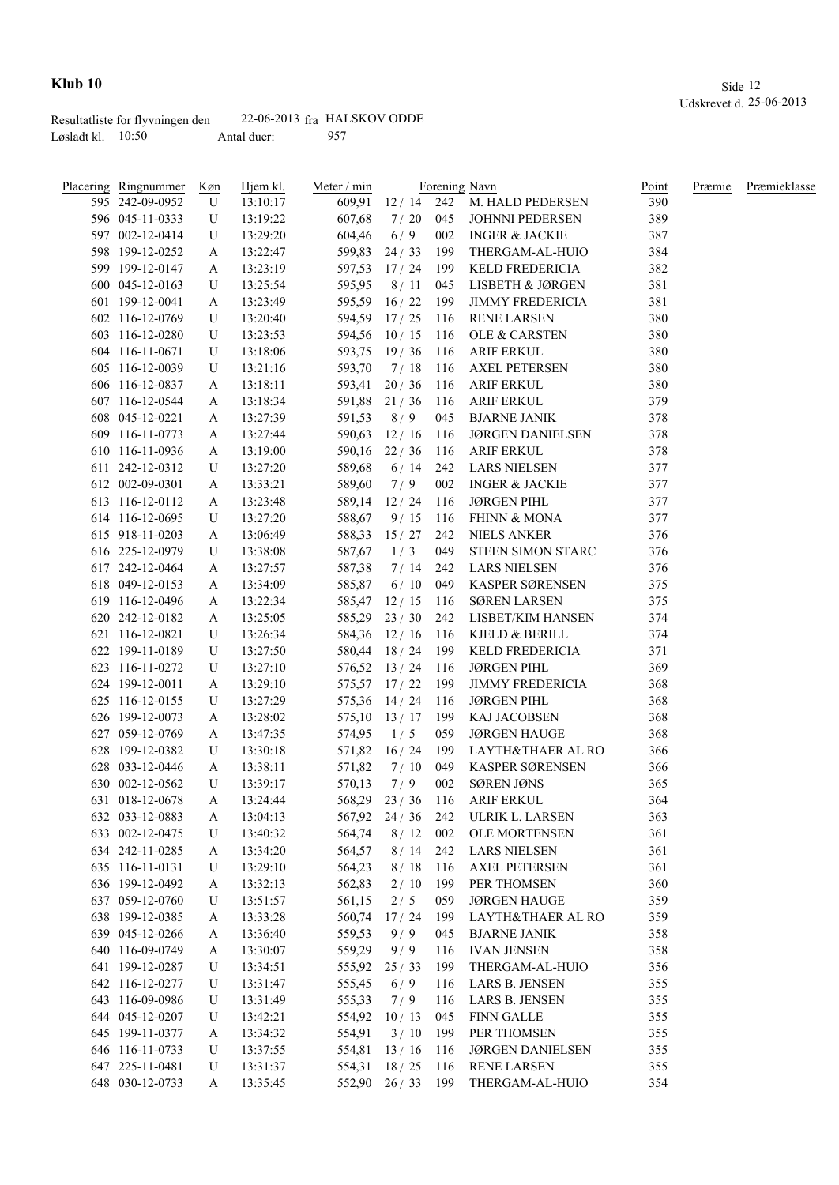# Klub 10

Udskrevet d. 25-06-2013

Resultatliste for flyvningen den 22-06-2013 fra HALSKOV ODDE
Løsladt kl. 10:50 Antal duer: 957

| Placering | Ringnummer | Køn | Hjem kl. | Meter / min | | Forening | Navn | Point | Præmie | Præmieklasse |
|---|---|---|---|---|---|---|---|---|---|---|
| 595 | 242-09-0952 | U | 13:10:17 | 609,91 | 12 / 14 | 242 | M. HALD PEDERSEN | 390 | | |
| 596 | 045-11-0333 | U | 13:19:22 | 607,68 | 7 / 20 | 045 | JOHNNI PEDERSEN | 389 | | |
| 597 | 002-12-0414 | U | 13:29:20 | 604,46 | 6 / 9 | 002 | INGER & JACKIE | 387 | | |
| 598 | 199-12-0252 | A | 13:22:47 | 599,83 | 24 / 33 | 199 | THERGAM-AL-HUIO | 384 | | |
| 599 | 199-12-0147 | A | 13:23:19 | 597,53 | 17 / 24 | 199 | KELD FREDERICIA | 382 | | |
| 600 | 045-12-0163 | U | 13:25:54 | 595,95 | 8 / 11 | 045 | LISBETH & JØRGEN | 381 | | |
| 601 | 199-12-0041 | A | 13:23:49 | 595,59 | 16 / 22 | 199 | JIMMY FREDERICIA | 381 | | |
| 602 | 116-12-0769 | U | 13:20:40 | 594,59 | 17 / 25 | 116 | RENE LARSEN | 380 | | |
| 603 | 116-12-0280 | U | 13:23:53 | 594,56 | 10 / 15 | 116 | OLE & CARSTEN | 380 | | |
| 604 | 116-11-0671 | U | 13:18:06 | 593,75 | 19 / 36 | 116 | ARIF ERKUL | 380 | | |
| 605 | 116-12-0039 | U | 13:21:16 | 593,70 | 7 / 18 | 116 | AXEL PETERSEN | 380 | | |
| 606 | 116-12-0837 | A | 13:18:11 | 593,41 | 20 / 36 | 116 | ARIF ERKUL | 380 | | |
| 607 | 116-12-0544 | A | 13:18:34 | 591,88 | 21 / 36 | 116 | ARIF ERKUL | 379 | | |
| 608 | 045-12-0221 | A | 13:27:39 | 591,53 | 8 / 9 | 045 | BJARNE JANIK | 378 | | |
| 609 | 116-11-0773 | A | 13:27:44 | 590,63 | 12 / 16 | 116 | JØRGEN DANIELSEN | 378 | | |
| 610 | 116-11-0936 | A | 13:19:00 | 590,16 | 22 / 36 | 116 | ARIF ERKUL | 378 | | |
| 611 | 242-12-0312 | U | 13:27:20 | 589,68 | 6 / 14 | 242 | LARS NIELSEN | 377 | | |
| 612 | 002-09-0301 | A | 13:33:21 | 589,60 | 7 / 9 | 002 | INGER & JACKIE | 377 | | |
| 613 | 116-12-0112 | A | 13:23:48 | 589,14 | 12 / 24 | 116 | JØRGEN PIHL | 377 | | |
| 614 | 116-12-0695 | U | 13:27:20 | 588,67 | 9 / 15 | 116 | FHINN & MONA | 377 | | |
| 615 | 918-11-0203 | A | 13:06:49 | 588,33 | 15 / 27 | 242 | NIELS ANKER | 376 | | |
| 616 | 225-12-0979 | U | 13:38:08 | 587,67 | 1 / 3 | 049 | STEEN SIMON STARC | 376 | | |
| 617 | 242-12-0464 | A | 13:27:57 | 587,38 | 7 / 14 | 242 | LARS NIELSEN | 376 | | |
| 618 | 049-12-0153 | A | 13:34:09 | 585,87 | 6 / 10 | 049 | KASPER SØRENSEN | 375 | | |
| 619 | 116-12-0496 | A | 13:22:34 | 585,47 | 12 / 15 | 116 | SØREN LARSEN | 375 | | |
| 620 | 242-12-0182 | A | 13:25:05 | 585,29 | 23 / 30 | 242 | LISBET/KIM HANSEN | 374 | | |
| 621 | 116-12-0821 | U | 13:26:34 | 584,36 | 12 / 16 | 116 | KJELD & BERILL | 374 | | |
| 622 | 199-11-0189 | U | 13:27:50 | 580,44 | 18 / 24 | 199 | KELD FREDERICIA | 371 | | |
| 623 | 116-11-0272 | U | 13:27:10 | 576,52 | 13 / 24 | 116 | JØRGEN PIHL | 369 | | |
| 624 | 199-12-0011 | A | 13:29:10 | 575,57 | 17 / 22 | 199 | JIMMY FREDERICIA | 368 | | |
| 625 | 116-12-0155 | U | 13:27:29 | 575,36 | 14 / 24 | 116 | JØRGEN PIHL | 368 | | |
| 626 | 199-12-0073 | A | 13:28:02 | 575,10 | 13 / 17 | 199 | KAJ JACOBSEN | 368 | | |
| 627 | 059-12-0769 | A | 13:47:35 | 574,95 | 1 / 5 | 059 | JØRGEN HAUGE | 368 | | |
| 628 | 199-12-0382 | U | 13:30:18 | 571,82 | 16 / 24 | 199 | LAYTH&THAER AL RO | 366 | | |
| 628 | 033-12-0446 | A | 13:38:11 | 571,82 | 7 / 10 | 049 | KASPER SØRENSEN | 366 | | |
| 630 | 002-12-0562 | U | 13:39:17 | 570,13 | 7 / 9 | 002 | SØREN JØNS | 365 | | |
| 631 | 018-12-0678 | A | 13:24:44 | 568,29 | 23 / 36 | 116 | ARIF ERKUL | 364 | | |
| 632 | 033-12-0883 | A | 13:04:13 | 567,92 | 24 / 36 | 242 | ULRIK L. LARSEN | 363 | | |
| 633 | 002-12-0475 | U | 13:40:32 | 564,74 | 8 / 12 | 002 | OLE MORTENSEN | 361 | | |
| 634 | 242-11-0285 | A | 13:34:20 | 564,57 | 8 / 14 | 242 | LARS NIELSEN | 361 | | |
| 635 | 116-11-0131 | U | 13:29:10 | 564,23 | 8 / 18 | 116 | AXEL PETERSEN | 361 | | |
| 636 | 199-12-0492 | A | 13:32:13 | 562,83 | 2 / 10 | 199 | PER THOMSEN | 360 | | |
| 637 | 059-12-0760 | U | 13:51:57 | 561,15 | 2 / 5 | 059 | JØRGEN HAUGE | 359 | | |
| 638 | 199-12-0385 | A | 13:33:28 | 560,74 | 17 / 24 | 199 | LAYTH&THAER AL RO | 359 | | |
| 639 | 045-12-0266 | A | 13:36:40 | 559,53 | 9 / 9 | 045 | BJARNE JANIK | 358 | | |
| 640 | 116-09-0749 | A | 13:30:07 | 559,29 | 9 / 9 | 116 | IVAN JENSEN | 358 | | |
| 641 | 199-12-0287 | U | 13:34:51 | 555,92 | 25 / 33 | 199 | THERGAM-AL-HUIO | 356 | | |
| 642 | 116-12-0277 | U | 13:31:47 | 555,45 | 6 / 9 | 116 | LARS B. JENSEN | 355 | | |
| 643 | 116-09-0986 | U | 13:31:49 | 555,33 | 7 / 9 | 116 | LARS B. JENSEN | 355 | | |
| 644 | 045-12-0207 | U | 13:42:21 | 554,92 | 10 / 13 | 045 | FINN GALLE | 355 | | |
| 645 | 199-11-0377 | A | 13:34:32 | 554,91 | 3 / 10 | 199 | PER THOMSEN | 355 | | |
| 646 | 116-11-0733 | U | 13:37:55 | 554,81 | 13 / 16 | 116 | JØRGEN DANIELSEN | 355 | | |
| 647 | 225-11-0481 | U | 13:31:37 | 554,31 | 18 / 25 | 116 | RENE LARSEN | 355 | | |
| 648 | 030-12-0733 | A | 13:35:45 | 552,90 | 26 / 33 | 199 | THERGAM-AL-HUIO | 354 | | |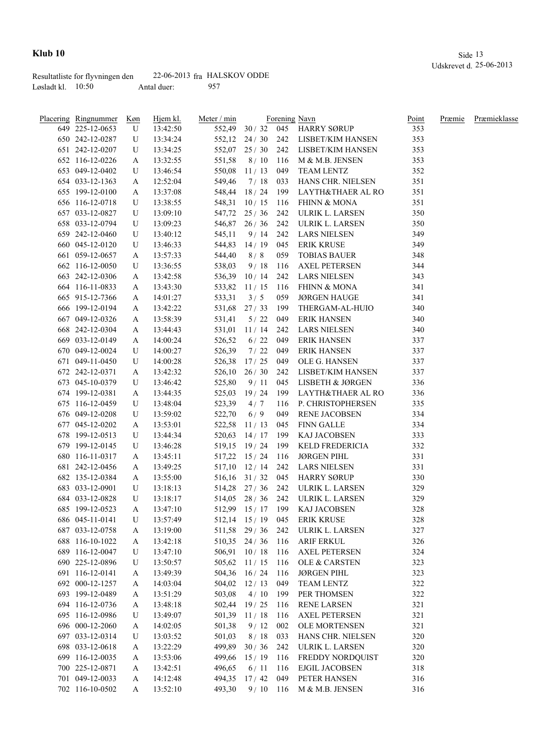# Klub 10

Udskrevet d. 25-06-2013

Resultatliste for flyvningen den 22-06-2013 fra HALSKOV ODDE
Løsladt kl. 10:50 Antal duer: 957

| Placering | Ringnummer | Køn | Hjem kl. | Meter / min | | Forening | Navn | Point | Præmie | Præmieklasse |
|---|---|---|---|---|---|---|---|---|---|---|
| 649 | 225-12-0653 | U | 13:42:50 | 552,49 | 30 / 32 | 045 | HARRY SØRUP | 353 | | |
| 650 | 242-12-0287 | U | 13:34:24 | 552,12 | 24 / 30 | 242 | LISBET/KIM HANSEN | 353 | | |
| 651 | 242-12-0207 | U | 13:34:25 | 552,07 | 25 / 30 | 242 | LISBET/KIM HANSEN | 353 | | |
| 652 | 116-12-0226 | A | 13:32:55 | 551,58 | 8 / 10 | 116 | M & M.B. JENSEN | 353 | | |
| 653 | 049-12-0402 | U | 13:46:54 | 550,08 | 11 / 13 | 049 | TEAM LENTZ | 352 | | |
| 654 | 033-12-1363 | A | 12:52:04 | 549,46 | 7 / 18 | 033 | HANS CHR. NIELSEN | 351 | | |
| 655 | 199-12-0100 | A | 13:37:08 | 548,44 | 18 / 24 | 199 | LAYTH&THAER AL RO | 351 | | |
| 656 | 116-12-0718 | U | 13:38:55 | 548,31 | 10 / 15 | 116 | FHINN & MONA | 351 | | |
| 657 | 033-12-0827 | U | 13:09:10 | 547,72 | 25 / 36 | 242 | ULRIK L. LARSEN | 350 | | |
| 658 | 033-12-0794 | U | 13:09:23 | 546,87 | 26 / 36 | 242 | ULRIK L. LARSEN | 350 | | |
| 659 | 242-12-0460 | U | 13:40:12 | 545,11 | 9 / 14 | 242 | LARS NIELSEN | 349 | | |
| 660 | 045-12-0120 | U | 13:46:33 | 544,83 | 14 / 19 | 045 | ERIK KRUSE | 349 | | |
| 661 | 059-12-0657 | A | 13:57:33 | 544,40 | 8 / 8 | 059 | TOBIAS BAUER | 348 | | |
| 662 | 116-12-0050 | U | 13:36:55 | 538,03 | 9 / 18 | 116 | AXEL PETERSEN | 344 | | |
| 663 | 242-12-0306 | A | 13:42:58 | 536,39 | 10 / 14 | 242 | LARS NIELSEN | 343 | | |
| 664 | 116-11-0833 | A | 13:43:30 | 533,82 | 11 / 15 | 116 | FHINN & MONA | 341 | | |
| 665 | 915-12-7366 | A | 14:01:27 | 533,31 | 3 / 5 | 059 | JØRGEN HAUGE | 341 | | |
| 666 | 199-12-0194 | A | 13:42:22 | 531,68 | 27 / 33 | 199 | THERGAM-AL-HUIO | 340 | | |
| 667 | 049-12-0326 | A | 13:58:39 | 531,41 | 5 / 22 | 049 | ERIK HANSEN | 340 | | |
| 668 | 242-12-0304 | A | 13:44:43 | 531,01 | 11 / 14 | 242 | LARS NIELSEN | 340 | | |
| 669 | 033-12-0149 | A | 14:00:24 | 526,52 | 6 / 22 | 049 | ERIK HANSEN | 337 | | |
| 670 | 049-12-0024 | U | 14:00:27 | 526,39 | 7 / 22 | 049 | ERIK HANSEN | 337 | | |
| 671 | 049-11-0450 | U | 14:00:28 | 526,38 | 17 / 25 | 049 | OLE G. HANSEN | 337 | | |
| 672 | 242-12-0371 | A | 13:42:32 | 526,10 | 26 / 30 | 242 | LISBET/KIM HANSEN | 337 | | |
| 673 | 045-10-0379 | U | 13:46:42 | 525,80 | 9 / 11 | 045 | LISBETH & JØRGEN | 336 | | |
| 674 | 199-12-0381 | A | 13:44:35 | 525,03 | 19 / 24 | 199 | LAYTH&THAER AL RO | 336 | | |
| 675 | 116-12-0459 | U | 13:48:04 | 523,39 | 4 / 7 | 116 | P. CHRISTOPHERSEN | 335 | | |
| 676 | 049-12-0208 | U | 13:59:02 | 522,70 | 6 / 9 | 049 | RENE JACOBSEN | 334 | | |
| 677 | 045-12-0202 | A | 13:53:01 | 522,58 | 11 / 13 | 045 | FINN GALLE | 334 | | |
| 678 | 199-12-0513 | U | 13:44:34 | 520,63 | 14 / 17 | 199 | KAJ JACOBSEN | 333 | | |
| 679 | 199-12-0145 | U | 13:46:28 | 519,15 | 19 / 24 | 199 | KELD FREDERICIA | 332 | | |
| 680 | 116-11-0317 | A | 13:45:11 | 517,22 | 15 / 24 | 116 | JØRGEN PIHL | 331 | | |
| 681 | 242-12-0456 | A | 13:49:25 | 517,10 | 12 / 14 | 242 | LARS NIELSEN | 331 | | |
| 682 | 135-12-0384 | A | 13:55:00 | 516,16 | 31 / 32 | 045 | HARRY SØRUP | 330 | | |
| 683 | 033-12-0901 | U | 13:18:13 | 514,28 | 27 / 36 | 242 | ULRIK L. LARSEN | 329 | | |
| 684 | 033-12-0828 | U | 13:18:17 | 514,05 | 28 / 36 | 242 | ULRIK L. LARSEN | 329 | | |
| 685 | 199-12-0523 | A | 13:47:10 | 512,99 | 15 / 17 | 199 | KAJ JACOBSEN | 328 | | |
| 686 | 045-11-0141 | U | 13:57:49 | 512,14 | 15 / 19 | 045 | ERIK KRUSE | 328 | | |
| 687 | 033-12-0758 | A | 13:19:00 | 511,58 | 29 / 36 | 242 | ULRIK L. LARSEN | 327 | | |
| 688 | 116-10-1022 | A | 13:42:18 | 510,35 | 24 / 36 | 116 | ARIF ERKUL | 326 | | |
| 689 | 116-12-0047 | U | 13:47:10 | 506,91 | 10 / 18 | 116 | AXEL PETERSEN | 324 | | |
| 690 | 225-12-0896 | U | 13:50:57 | 505,62 | 11 / 15 | 116 | OLE & CARSTEN | 323 | | |
| 691 | 116-12-0141 | A | 13:49:39 | 504,36 | 16 / 24 | 116 | JØRGEN PIHL | 323 | | |
| 692 | 000-12-1257 | A | 14:03:04 | 504,02 | 12 / 13 | 049 | TEAM LENTZ | 322 | | |
| 693 | 199-12-0489 | A | 13:51:29 | 503,08 | 4 / 10 | 199 | PER THOMSEN | 322 | | |
| 694 | 116-12-0736 | A | 13:48:18 | 502,44 | 19 / 25 | 116 | RENE LARSEN | 321 | | |
| 695 | 116-12-0986 | U | 13:49:07 | 501,39 | 11 / 18 | 116 | AXEL PETERSEN | 321 | | |
| 696 | 000-12-2060 | A | 14:02:05 | 501,38 | 9 / 12 | 002 | OLE MORTENSEN | 321 | | |
| 697 | 033-12-0314 | U | 13:03:52 | 501,03 | 8 / 18 | 033 | HANS CHR. NIELSEN | 320 | | |
| 698 | 033-12-0618 | A | 13:22:29 | 499,89 | 30 / 36 | 242 | ULRIK L. LARSEN | 320 | | |
| 699 | 116-12-0035 | A | 13:53:06 | 499,66 | 15 / 19 | 116 | FREDDY NORDQUIST | 320 | | |
| 700 | 225-12-0871 | A | 13:42:51 | 496,65 | 6 / 11 | 116 | EJGIL JACOBSEN | 318 | | |
| 701 | 049-12-0033 | A | 14:12:48 | 494,35 | 17 / 42 | 049 | PETER HANSEN | 316 | | |
| 702 | 116-10-0502 | A | 13:52:10 | 493,30 | 9 / 10 | 116 | M & M.B. JENSEN | 316 | | |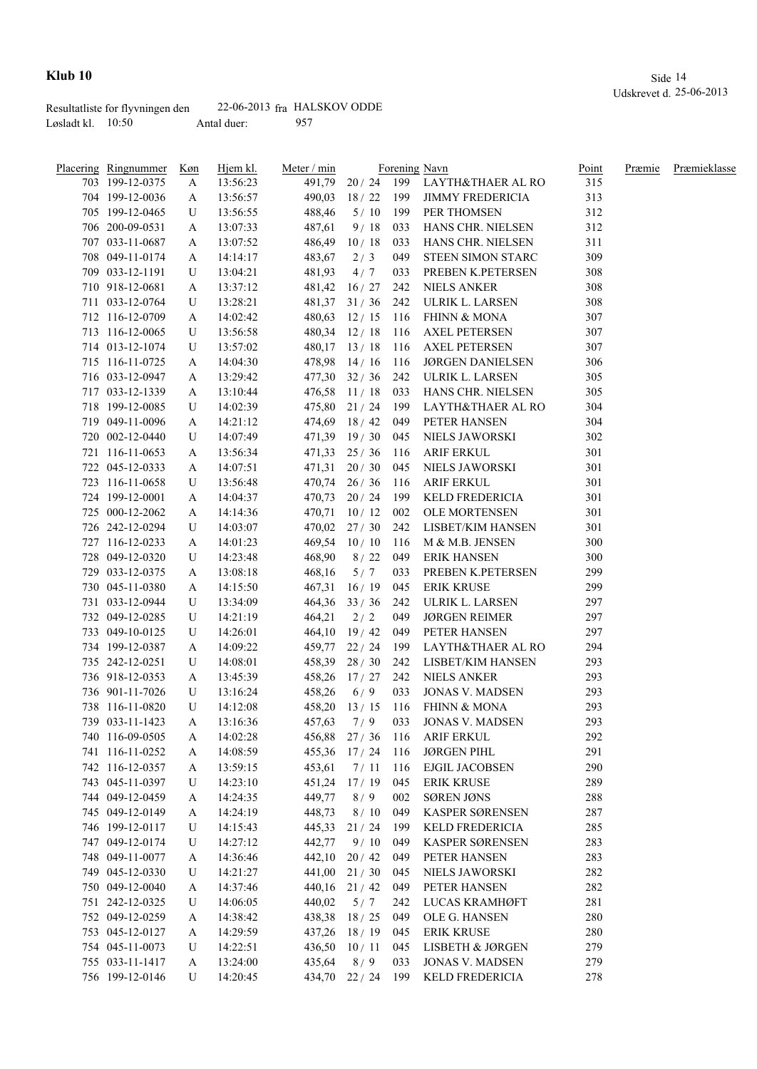# Klub 10

Udskrevet d. 25-06-2013

Resultatliste for flyvningen den 22-06-2013 fra HALSKOV ODDE

Løsladt kl. 10:50 Antal duer: 957

| Placering | Ringnummer | Køn | Hjem kl. | Meter / min | | Forening | Navn | Point | Præmie | Præmieklasse |
|---|---|---|---|---|---|---|---|---|---|---|
| 703 | 199-12-0375 | A | 13:56:23 | 491,79 | 20 / 24 | 199 | LAYTH&THAER AL RO | 315 | | |
| 704 | 199-12-0036 | A | 13:56:57 | 490,03 | 18 / 22 | 199 | JIMMY FREDERICIA | 313 | | |
| 705 | 199-12-0465 | U | 13:56:55 | 488,46 | 5 / 10 | 199 | PER THOMSEN | 312 | | |
| 706 | 200-09-0531 | A | 13:07:33 | 487,61 | 9 / 18 | 033 | HANS CHR. NIELSEN | 312 | | |
| 707 | 033-11-0687 | A | 13:07:52 | 486,49 | 10 / 18 | 033 | HANS CHR. NIELSEN | 311 | | |
| 708 | 049-11-0174 | A | 14:14:17 | 483,67 | 2 / 3 | 049 | STEEN SIMON STARC | 309 | | |
| 709 | 033-12-1191 | U | 13:04:21 | 481,93 | 4 / 7 | 033 | PREBEN K.PETERSEN | 308 | | |
| 710 | 918-12-0681 | A | 13:37:12 | 481,42 | 16 / 27 | 242 | NIELS ANKER | 308 | | |
| 711 | 033-12-0764 | U | 13:28:21 | 481,37 | 31 / 36 | 242 | ULRIK L. LARSEN | 308 | | |
| 712 | 116-12-0709 | A | 14:02:42 | 480,63 | 12 / 15 | 116 | FHINN & MONA | 307 | | |
| 713 | 116-12-0065 | U | 13:56:58 | 480,34 | 12 / 18 | 116 | AXEL PETERSEN | 307 | | |
| 714 | 013-12-1074 | U | 13:57:02 | 480,17 | 13 / 18 | 116 | AXEL PETERSEN | 307 | | |
| 715 | 116-11-0725 | A | 14:04:30 | 478,98 | 14 / 16 | 116 | JØRGEN DANIELSEN | 306 | | |
| 716 | 033-12-0947 | A | 13:29:42 | 477,30 | 32 / 36 | 242 | ULRIK L. LARSEN | 305 | | |
| 717 | 033-12-1339 | A | 13:10:44 | 476,58 | 11 / 18 | 033 | HANS CHR. NIELSEN | 305 | | |
| 718 | 199-12-0085 | U | 14:02:39 | 475,80 | 21 / 24 | 199 | LAYTH&THAER AL RO | 304 | | |
| 719 | 049-11-0096 | A | 14:21:12 | 474,69 | 18 / 42 | 049 | PETER HANSEN | 304 | | |
| 720 | 002-12-0440 | U | 14:07:49 | 471,39 | 19 / 30 | 045 | NIELS JAWORSKI | 302 | | |
| 721 | 116-11-0653 | A | 13:56:34 | 471,33 | 25 / 36 | 116 | ARIF ERKUL | 301 | | |
| 722 | 045-12-0333 | A | 14:07:51 | 471,31 | 20 / 30 | 045 | NIELS JAWORSKI | 301 | | |
| 723 | 116-11-0658 | U | 13:56:48 | 470,74 | 26 / 36 | 116 | ARIF ERKUL | 301 | | |
| 724 | 199-12-0001 | A | 14:04:37 | 470,73 | 20 / 24 | 199 | KELD FREDERICIA | 301 | | |
| 725 | 000-12-2062 | A | 14:14:36 | 470,71 | 10 / 12 | 002 | OLE MORTENSEN | 301 | | |
| 726 | 242-12-0294 | U | 14:03:07 | 470,02 | 27 / 30 | 242 | LISBET/KIM HANSEN | 301 | | |
| 727 | 116-12-0233 | A | 14:01:23 | 469,54 | 10 / 10 | 116 | M & M.B. JENSEN | 300 | | |
| 728 | 049-12-0320 | U | 14:23:48 | 468,90 | 8 / 22 | 049 | ERIK HANSEN | 300 | | |
| 729 | 033-12-0375 | A | 13:08:18 | 468,16 | 5 / 7 | 033 | PREBEN K.PETERSEN | 299 | | |
| 730 | 045-11-0380 | A | 14:15:50 | 467,31 | 16 / 19 | 045 | ERIK KRUSE | 299 | | |
| 731 | 033-12-0944 | U | 13:34:09 | 464,36 | 33 / 36 | 242 | ULRIK L. LARSEN | 297 | | |
| 732 | 049-12-0285 | U | 14:21:19 | 464,21 | 2 / 2 | 049 | JØRGEN REIMER | 297 | | |
| 733 | 049-10-0125 | U | 14:26:01 | 464,10 | 19 / 42 | 049 | PETER HANSEN | 297 | | |
| 734 | 199-12-0387 | A | 14:09:22 | 459,77 | 22 / 24 | 199 | LAYTH&THAER AL RO | 294 | | |
| 735 | 242-12-0251 | U | 14:08:01 | 458,39 | 28 / 30 | 242 | LISBET/KIM HANSEN | 293 | | |
| 736 | 918-12-0353 | A | 13:45:39 | 458,26 | 17 / 27 | 242 | NIELS ANKER | 293 | | |
| 736 | 901-11-7026 | U | 13:16:24 | 458,26 | 6 / 9 | 033 | JONAS V. MADSEN | 293 | | |
| 738 | 116-11-0820 | U | 14:12:08 | 458,20 | 13 / 15 | 116 | FHINN & MONA | 293 | | |
| 739 | 033-11-1423 | A | 13:16:36 | 457,63 | 7 / 9 | 033 | JONAS V. MADSEN | 293 | | |
| 740 | 116-09-0505 | A | 14:02:28 | 456,88 | 27 / 36 | 116 | ARIF ERKUL | 292 | | |
| 741 | 116-11-0252 | A | 14:08:59 | 455,36 | 17 / 24 | 116 | JØRGEN PIHL | 291 | | |
| 742 | 116-12-0357 | A | 13:59:15 | 453,61 | 7 / 11 | 116 | EJGIL JACOBSEN | 290 | | |
| 743 | 045-11-0397 | U | 14:23:10 | 451,24 | 17 / 19 | 045 | ERIK KRUSE | 289 | | |
| 744 | 049-12-0459 | A | 14:24:35 | 449,77 | 8 / 9 | 002 | SØREN JØNS | 288 | | |
| 745 | 049-12-0149 | A | 14:24:19 | 448,73 | 8 / 10 | 049 | KASPER SØRENSEN | 287 | | |
| 746 | 199-12-0117 | U | 14:15:43 | 445,33 | 21 / 24 | 199 | KELD FREDERICIA | 285 | | |
| 747 | 049-12-0174 | U | 14:27:12 | 442,77 | 9 / 10 | 049 | KASPER SØRENSEN | 283 | | |
| 748 | 049-11-0077 | A | 14:36:46 | 442,10 | 20 / 42 | 049 | PETER HANSEN | 283 | | |
| 749 | 045-12-0330 | U | 14:21:27 | 441,00 | 21 / 30 | 045 | NIELS JAWORSKI | 282 | | |
| 750 | 049-12-0040 | A | 14:37:46 | 440,16 | 21 / 42 | 049 | PETER HANSEN | 282 | | |
| 751 | 242-12-0325 | U | 14:06:05 | 440,02 | 5 / 7 | 242 | LUCAS KRAMHØFT | 281 | | |
| 752 | 049-12-0259 | A | 14:38:42 | 438,38 | 18 / 25 | 049 | OLE G. HANSEN | 280 | | |
| 753 | 045-12-0127 | A | 14:29:59 | 437,26 | 18 / 19 | 045 | ERIK KRUSE | 280 | | |
| 754 | 045-11-0073 | U | 14:22:51 | 436,50 | 10 / 11 | 045 | LISBETH & JØRGEN | 279 | | |
| 755 | 033-11-1417 | A | 13:24:00 | 435,64 | 8 / 9 | 033 | JONAS V. MADSEN | 279 | | |
| 756 | 199-12-0146 | U | 14:20:45 | 434,70 | 22 / 24 | 199 | KELD FREDERICIA | 278 | | |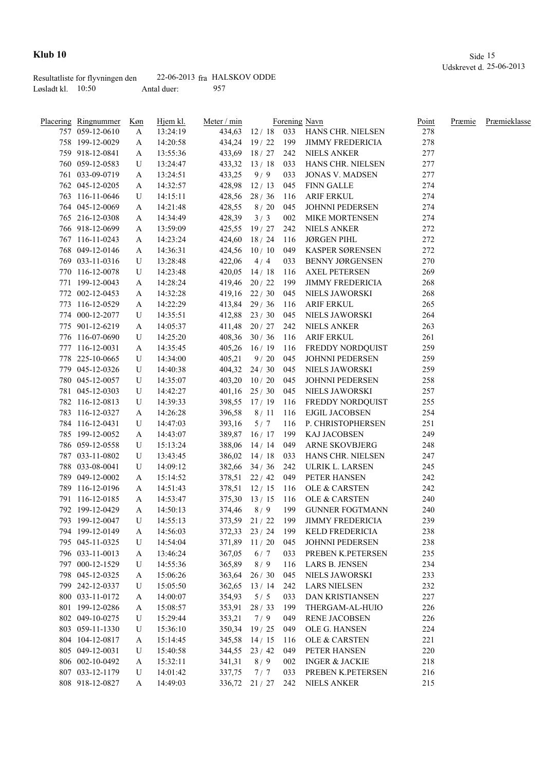# Klub 10

Udskrevet d. 25-06-2013

Resultatliste for flyvningen den 22-06-2013 fra HALSKOV ODDE
Løsladt kl. 10:50 Antal duer: 957

| Placering | Ringnummer | Køn | Hjem kl. | Meter / min | | Forening | Navn | Point | Præmie | Præmieklasse |
|---|---|---|---|---|---|---|---|---|---|---|
| 757 | 059-12-0610 | A | 13:24:19 | 434,63 | 12 / 18 | 033 | HANS CHR. NIELSEN | 278 | | |
| 758 | 199-12-0029 | A | 14:20:58 | 434,24 | 19 / 22 | 199 | JIMMY FREDERICIA | 278 | | |
| 759 | 918-12-0841 | A | 13:55:36 | 433,69 | 18 / 27 | 242 | NIELS ANKER | 277 | | |
| 760 | 059-12-0583 | U | 13:24:47 | 433,32 | 13 / 18 | 033 | HANS CHR. NIELSEN | 277 | | |
| 761 | 033-09-0719 | A | 13:24:51 | 433,25 | 9 / 9 | 033 | JONAS V. MADSEN | 277 | | |
| 762 | 045-12-0205 | A | 14:32:57 | 428,98 | 12 / 13 | 045 | FINN GALLE | 274 | | |
| 763 | 116-11-0646 | U | 14:15:11 | 428,56 | 28 / 36 | 116 | ARIF ERKUL | 274 | | |
| 764 | 045-12-0069 | A | 14:21:48 | 428,55 | 8 / 20 | 045 | JOHNNI PEDERSEN | 274 | | |
| 765 | 216-12-0308 | A | 14:34:49 | 428,39 | 3 / 3 | 002 | MIKE MORTENSEN | 274 | | |
| 766 | 918-12-0699 | A | 13:59:09 | 425,55 | 19 / 27 | 242 | NIELS ANKER | 272 | | |
| 767 | 116-11-0243 | A | 14:23:24 | 424,60 | 18 / 24 | 116 | JØRGEN PIHL | 272 | | |
| 768 | 049-12-0146 | A | 14:36:31 | 424,56 | 10 / 10 | 049 | KASPER SØRENSEN | 272 | | |
| 769 | 033-11-0316 | U | 13:28:48 | 422,06 | 4 / 4 | 033 | BENNY JØRGENSEN | 270 | | |
| 770 | 116-12-0078 | U | 14:23:48 | 420,05 | 14 / 18 | 116 | AXEL PETERSEN | 269 | | |
| 771 | 199-12-0043 | A | 14:28:24 | 419,46 | 20 / 22 | 199 | JIMMY FREDERICIA | 268 | | |
| 772 | 002-12-0453 | A | 14:32:28 | 419,16 | 22 / 30 | 045 | NIELS JAWORSKI | 268 | | |
| 773 | 116-12-0529 | A | 14:22:29 | 413,84 | 29 / 36 | 116 | ARIF ERKUL | 265 | | |
| 774 | 000-12-2077 | U | 14:35:51 | 412,88 | 23 / 30 | 045 | NIELS JAWORSKI | 264 | | |
| 775 | 901-12-6219 | A | 14:05:37 | 411,48 | 20 / 27 | 242 | NIELS ANKER | 263 | | |
| 776 | 116-07-0690 | U | 14:25:20 | 408,36 | 30 / 36 | 116 | ARIF ERKUL | 261 | | |
| 777 | 116-12-0031 | A | 14:35:45 | 405,26 | 16 / 19 | 116 | FREDDY NORDQUIST | 259 | | |
| 778 | 225-10-0665 | U | 14:34:00 | 405,21 | 9 / 20 | 045 | JOHNNI PEDERSEN | 259 | | |
| 779 | 045-12-0326 | U | 14:40:38 | 404,32 | 24 / 30 | 045 | NIELS JAWORSKI | 259 | | |
| 780 | 045-12-0057 | U | 14:35:07 | 403,20 | 10 / 20 | 045 | JOHNNI PEDERSEN | 258 | | |
| 781 | 045-12-0303 | U | 14:42:27 | 401,16 | 25 / 30 | 045 | NIELS JAWORSKI | 257 | | |
| 782 | 116-12-0813 | U | 14:39:33 | 398,55 | 17 / 19 | 116 | FREDDY NORDQUIST | 255 | | |
| 783 | 116-12-0327 | A | 14:26:28 | 396,58 | 8 / 11 | 116 | EJGIL JACOBSEN | 254 | | |
| 784 | 116-12-0431 | U | 14:47:03 | 393,16 | 5 / 7 | 116 | P. CHRISTOPHERSEN | 251 | | |
| 785 | 199-12-0052 | A | 14:43:07 | 389,87 | 16 / 17 | 199 | KAJ JACOBSEN | 249 | | |
| 786 | 059-12-0558 | U | 15:13:24 | 388,06 | 14 / 14 | 049 | ARNE SKOVBJERG | 248 | | |
| 787 | 033-11-0802 | U | 13:43:45 | 386,02 | 14 / 18 | 033 | HANS CHR. NIELSEN | 247 | | |
| 788 | 033-08-0041 | U | 14:09:12 | 382,66 | 34 / 36 | 242 | ULRIK L. LARSEN | 245 | | |
| 789 | 049-12-0002 | A | 15:14:52 | 378,51 | 22 / 42 | 049 | PETER HANSEN | 242 | | |
| 789 | 116-12-0196 | A | 14:51:43 | 378,51 | 12 / 15 | 116 | OLE & CARSTEN | 242 | | |
| 791 | 116-12-0185 | A | 14:53:47 | 375,30 | 13 / 15 | 116 | OLE & CARSTEN | 240 | | |
| 792 | 199-12-0429 | A | 14:50:13 | 374,46 | 8 / 9 | 199 | GUNNER FOGTMANN | 240 | | |
| 793 | 199-12-0047 | U | 14:55:13 | 373,59 | 21 / 22 | 199 | JIMMY FREDERICIA | 239 | | |
| 794 | 199-12-0149 | A | 14:56:03 | 372,33 | 23 / 24 | 199 | KELD FREDERICIA | 238 | | |
| 795 | 045-11-0325 | U | 14:54:04 | 371,89 | 11 / 20 | 045 | JOHNNI PEDERSEN | 238 | | |
| 796 | 033-11-0013 | A | 13:46:24 | 367,05 | 6 / 7 | 033 | PREBEN K.PETERSEN | 235 | | |
| 797 | 000-12-1529 | U | 14:55:36 | 365,89 | 8 / 9 | 116 | LARS B. JENSEN | 234 | | |
| 798 | 045-12-0325 | A | 15:06:26 | 363,64 | 26 / 30 | 045 | NIELS JAWORSKI | 233 | | |
| 799 | 242-12-0337 | U | 15:05:50 | 362,65 | 13 / 14 | 242 | LARS NIELSEN | 232 | | |
| 800 | 033-11-0172 | A | 14:00:07 | 354,93 | 5 / 5 | 033 | DAN KRISTIANSEN | 227 | | |
| 801 | 199-12-0286 | A | 15:08:57 | 353,91 | 28 / 33 | 199 | THERGAM-AL-HUIO | 226 | | |
| 802 | 049-10-0275 | U | 15:29:44 | 353,21 | 7 / 9 | 049 | RENE JACOBSEN | 226 | | |
| 803 | 059-11-1330 | U | 15:36:10 | 350,34 | 19 / 25 | 049 | OLE G. HANSEN | 224 | | |
| 804 | 104-12-0817 | A | 15:14:45 | 345,58 | 14 / 15 | 116 | OLE & CARSTEN | 221 | | |
| 805 | 049-12-0031 | U | 15:40:58 | 344,55 | 23 / 42 | 049 | PETER HANSEN | 220 | | |
| 806 | 002-10-0492 | A | 15:32:11 | 341,31 | 8 / 9 | 002 | INGER & JACKIE | 218 | | |
| 807 | 033-12-1179 | U | 14:01:42 | 337,75 | 7 / 7 | 033 | PREBEN K.PETERSEN | 216 | | |
| 808 | 918-12-0827 | A | 14:49:03 | 336,72 | 21 / 27 | 242 | NIELS ANKER | 215 | | |